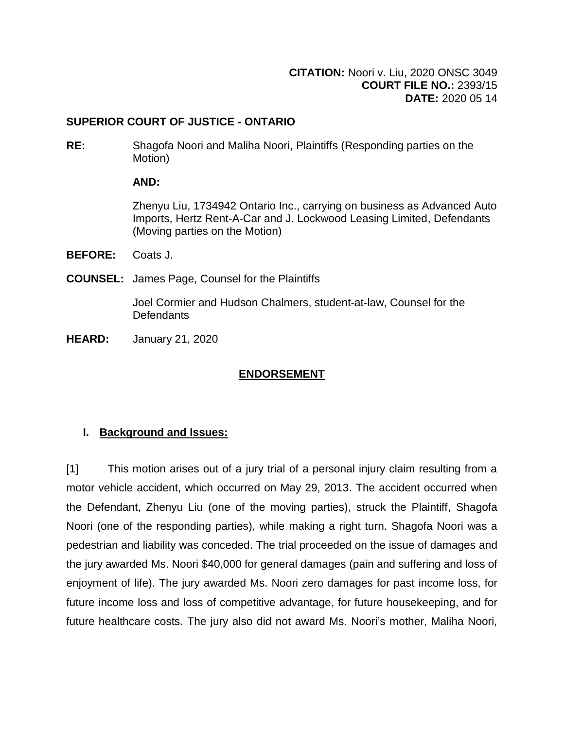**CITATION:** Noori v. Liu, 2020 ONSC 3049
**COURT FILE NO.:** 2393/15
**DATE:** 2020 05 14

**SUPERIOR COURT OF JUSTICE - ONTARIO**

**RE:** Shagofa Noori and Maliha Noori, Plaintiffs (Responding parties on the Motion)

**AND:**

Zhenyu Liu, 1734942 Ontario Inc., carrying on business as Advanced Auto Imports, Hertz Rent-A-Car and J. Lockwood Leasing Limited, Defendants (Moving parties on the Motion)

**BEFORE:** Coats J.

**COUNSEL:** James Page, Counsel for the Plaintiffs

Joel Cormier and Hudson Chalmers, student-at-law, Counsel for the Defendants

**HEARD:** January 21, 2020

## ENDORSEMENT

### I. Background and Issues:

[1] This motion arises out of a jury trial of a personal injury claim resulting from a motor vehicle accident, which occurred on May 29, 2013. The accident occurred when the Defendant, Zhenyu Liu (one of the moving parties), struck the Plaintiff, Shagofa Noori (one of the responding parties), while making a right turn. Shagofa Noori was a pedestrian and liability was conceded. The trial proceeded on the issue of damages and the jury awarded Ms. Noori $40,000 for general damages (pain and suffering and loss of enjoyment of life). The jury awarded Ms. Noori zero damages for past income loss, for future income loss and loss of competitive advantage, for future housekeeping, and for future healthcare costs. The jury also did not award Ms. Noori's mother, Maliha Noori,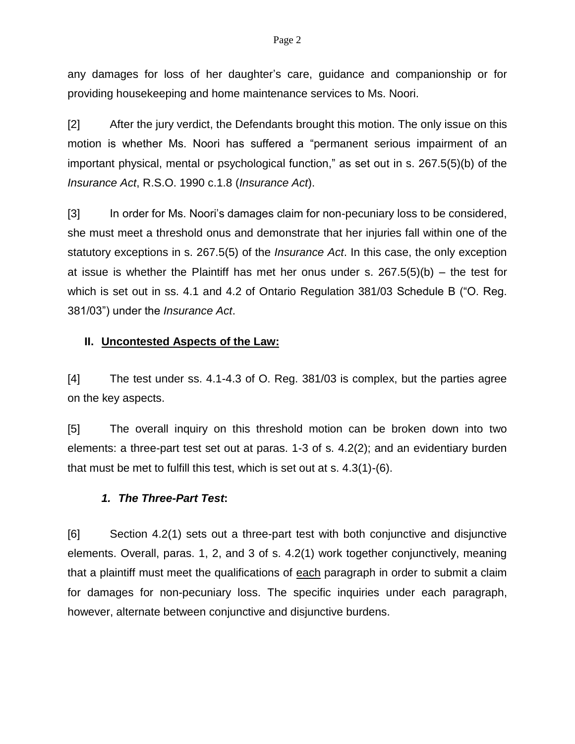any damages for loss of her daughter's care, guidance and companionship or for providing housekeeping and home maintenance services to Ms. Noori.

[2] After the jury verdict, the Defendants brought this motion. The only issue on this motion is whether Ms. Noori has suffered a "permanent serious impairment of an important physical, mental or psychological function," as set out in s. 267.5(5)(b) of the *Insurance Act*, R.S.O. 1990 c.1.8 (*Insurance Act*).

[3] In order for Ms. Noori's damages claim for non-pecuniary loss to be considered, she must meet a threshold onus and demonstrate that her injuries fall within one of the statutory exceptions in s. 267.5(5) of the *Insurance Act*. In this case, the only exception at issue is whether the Plaintiff has met her onus under s. 267.5(5)(b) – the test for which is set out in ss. 4.1 and 4.2 of Ontario Regulation 381/03 Schedule B ("O. Reg. 381/03") under the *Insurance Act*.

## II. Uncontested Aspects of the Law:

[4] The test under ss. 4.1-4.3 of O. Reg. 381/03 is complex, but the parties agree on the key aspects.

[5] The overall inquiry on this threshold motion can be broken down into two elements: a three-part test set out at paras. 1-3 of s. 4.2(2); and an evidentiary burden that must be met to fulfill this test, which is set out at s. 4.3(1)-(6).

### *1. The Three-Part Test*:

[6] Section 4.2(1) sets out a three-part test with both conjunctive and disjunctive elements. Overall, paras. 1, 2, and 3 of s. 4.2(1) work together conjunctively, meaning that a plaintiff must meet the qualifications of each paragraph in order to submit a claim for damages for non-pecuniary loss. The specific inquiries under each paragraph, however, alternate between conjunctive and disjunctive burdens.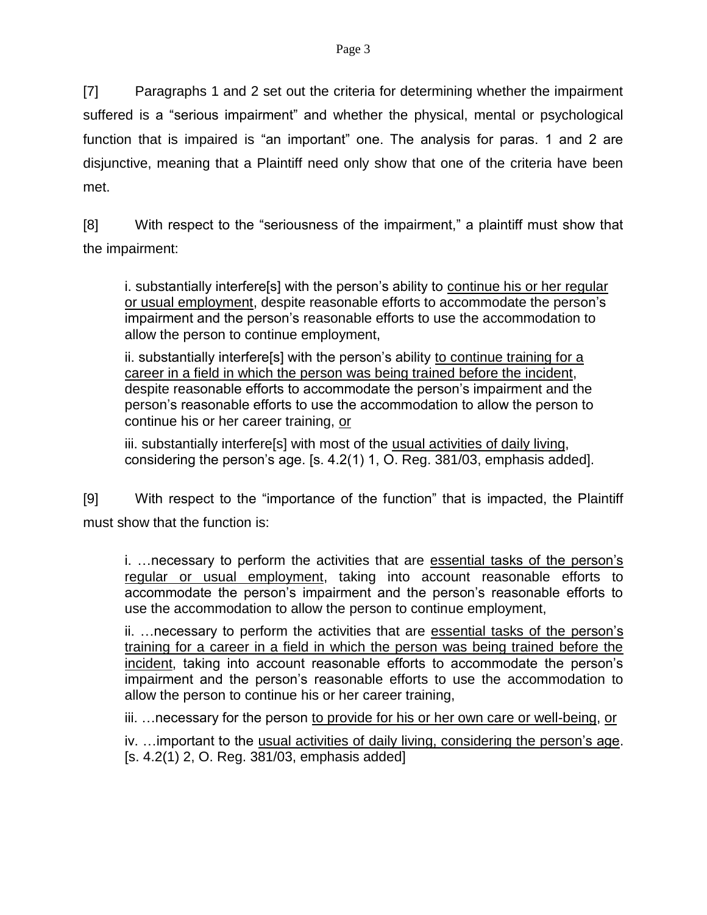[7] Paragraphs 1 and 2 set out the criteria for determining whether the impairment suffered is a "serious impairment" and whether the physical, mental or psychological function that is impaired is "an important" one. The analysis for paras. 1 and 2 are disjunctive, meaning that a Plaintiff need only show that one of the criteria have been met.

[8] With respect to the "seriousness of the impairment," a plaintiff must show that the impairment:

> i. substantially interfere[s] with the person's ability to <u>continue his or her regular or usual employment</u>, despite reasonable efforts to accommodate the person's impairment and the person's reasonable efforts to use the accommodation to allow the person to continue employment,
>
> ii. substantially interfere[s] with the person's ability <u>to continue training for a career in a field in which the person was being trained before the incident</u>, despite reasonable efforts to accommodate the person's impairment and the person's reasonable efforts to use the accommodation to allow the person to continue his or her career training, <u>or</u>
>
> iii. substantially interfere[s] with most of the <u>usual activities of daily living</u>, considering the person's age. [s. 4.2(1) 1, O. Reg. 381/03, emphasis added].

[9] With respect to the "importance of the function" that is impacted, the Plaintiff must show that the function is:

> i. …necessary to perform the activities that are <u>essential tasks of the person's regular or usual employment</u>, taking into account reasonable efforts to accommodate the person's impairment and the person's reasonable efforts to use the accommodation to allow the person to continue employment,
>
> ii. …necessary to perform the activities that are <u>essential tasks of the person's training for a career in a field in which the person was being trained before the incident</u>, taking into account reasonable efforts to accommodate the person's impairment and the person's reasonable efforts to use the accommodation to allow the person to continue his or her career training,
>
> iii. …necessary for the person <u>to provide for his or her own care or well-being</u>, <u>or</u>
>
> iv. …important to the <u>usual activities of daily living, considering the person's age</u>. [s. 4.2(1) 2, O. Reg. 381/03, emphasis added]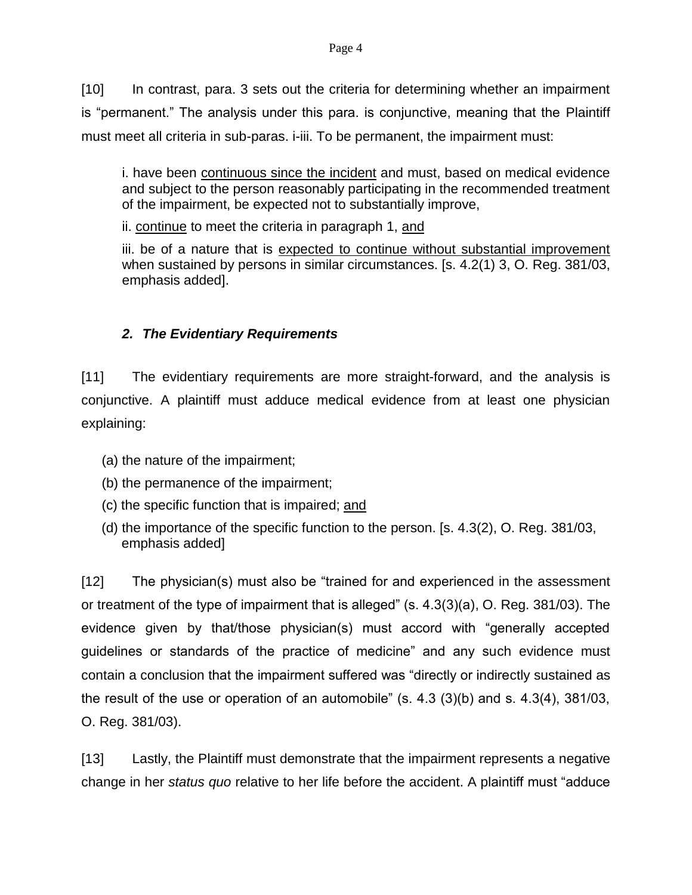[10] In contrast, para. 3 sets out the criteria for determining whether an impairment is "permanent." The analysis under this para. is conjunctive, meaning that the Plaintiff must meet all criteria in sub-paras. i-iii. To be permanent, the impairment must:

> i. have been <u>continuous since the incident</u> and must, based on medical evidence and subject to the person reasonably participating in the recommended treatment of the impairment, be expected not to substantially improve,
>
> ii. <u>continue</u> to meet the criteria in paragraph 1, <u>and</u>
>
> iii. be of a nature that is <u>expected to continue without substantial improvement</u> when sustained by persons in similar circumstances. [s. 4.2(1) 3, O. Reg. 381/03, emphasis added].

### *2. The Evidentiary Requirements*

[11] The evidentiary requirements are more straight-forward, and the analysis is conjunctive. A plaintiff must adduce medical evidence from at least one physician explaining:

(a) the nature of the impairment;

(b) the permanence of the impairment;

(c) the specific function that is impaired; <u>and</u>

(d) the importance of the specific function to the person. [s. 4.3(2), O. Reg. 381/03, emphasis added]

[12] The physician(s) must also be "trained for and experienced in the assessment or treatment of the type of impairment that is alleged" (s. 4.3(3)(a), O. Reg. 381/03). The evidence given by that/those physician(s) must accord with "generally accepted guidelines or standards of the practice of medicine" and any such evidence must contain a conclusion that the impairment suffered was "directly or indirectly sustained as the result of the use or operation of an automobile" (s. 4.3 (3)(b) and s. 4.3(4), 381/03, O. Reg. 381/03).

[13] Lastly, the Plaintiff must demonstrate that the impairment represents a negative change in her *status quo* relative to her life before the accident. A plaintiff must "adduce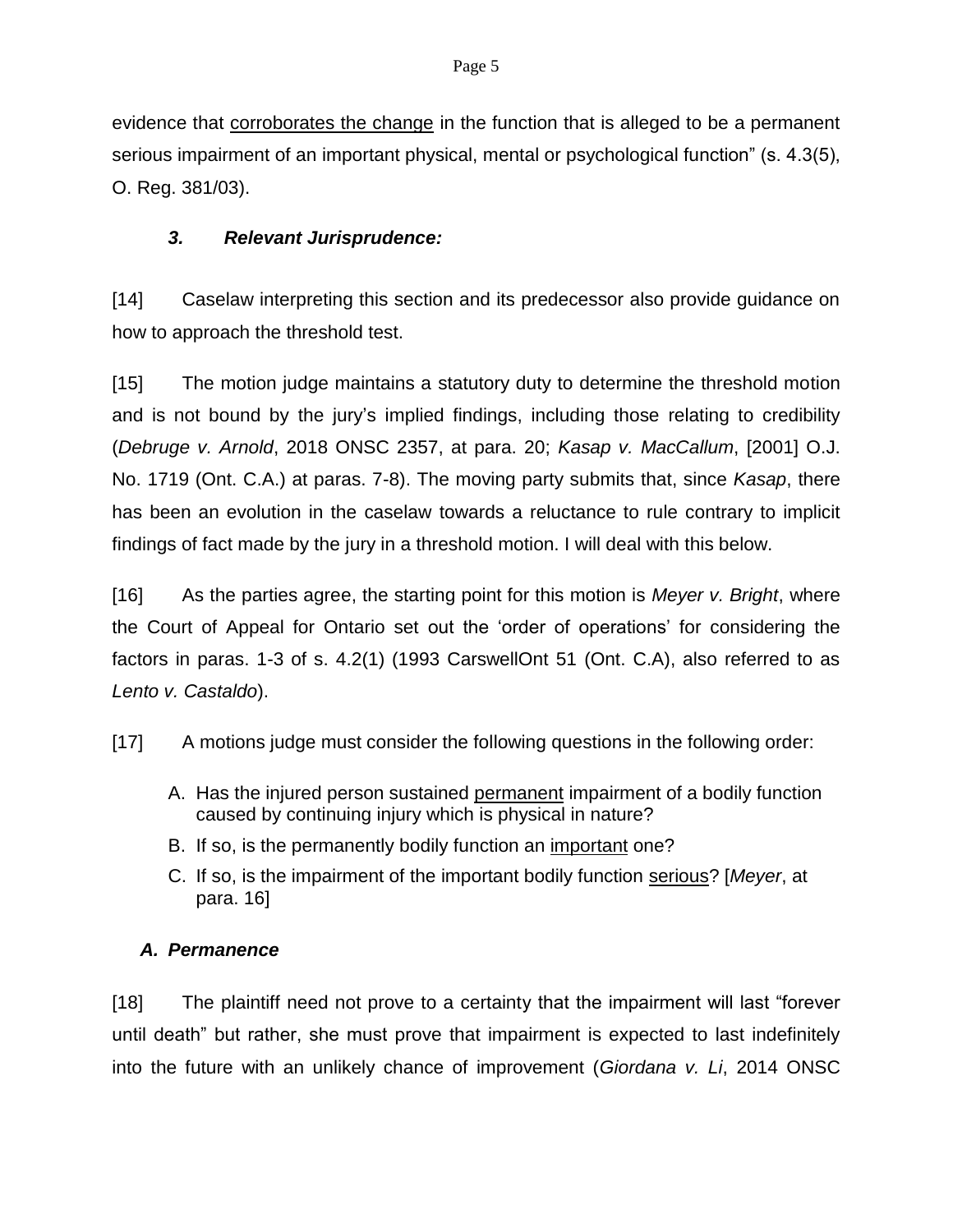evidence that <u>corroborates the change</u> in the function that is alleged to be a permanent serious impairment of an important physical, mental or psychological function" (s. 4.3(5), O. Reg. 381/03).

### *3. Relevant Jurisprudence:*

[14] Caselaw interpreting this section and its predecessor also provide guidance on how to approach the threshold test.

[15] The motion judge maintains a statutory duty to determine the threshold motion and is not bound by the jury's implied findings, including those relating to credibility (*Debruge v. Arnold*, 2018 ONSC 2357, at para. 20; *Kasap v. MacCallum*, [2001] O.J. No. 1719 (Ont. C.A.) at paras. 7-8). The moving party submits that, since *Kasap*, there has been an evolution in the caselaw towards a reluctance to rule contrary to implicit findings of fact made by the jury in a threshold motion. I will deal with this below.

[16] As the parties agree, the starting point for this motion is *Meyer v. Bright*, where the Court of Appeal for Ontario set out the 'order of operations' for considering the factors in paras. 1-3 of s. 4.2(1) (1993 CarswellOnt 51 (Ont. C.A), also referred to as *Lento v Castaldo*).

[17] A motions judge must consider the following questions in the following order:

A. Has the injured person sustained <u>permanent</u> impairment of a bodily function caused by continuing injury which is physical in nature?
B. If so, is the permanently bodily function an <u>important</u> one?
C. If so, is the impairment of the important bodily function <u>serious</u>? [*Meyer*, at para. 16]

#### *A. Permanence*

[18] The plaintiff need not prove to a certainty that the impairment will last "forever until death" but rather, she must prove that impairment is expected to last indefinitely into the future with an unlikely chance of improvement (*Giordana v. Li*, 2014 ONSC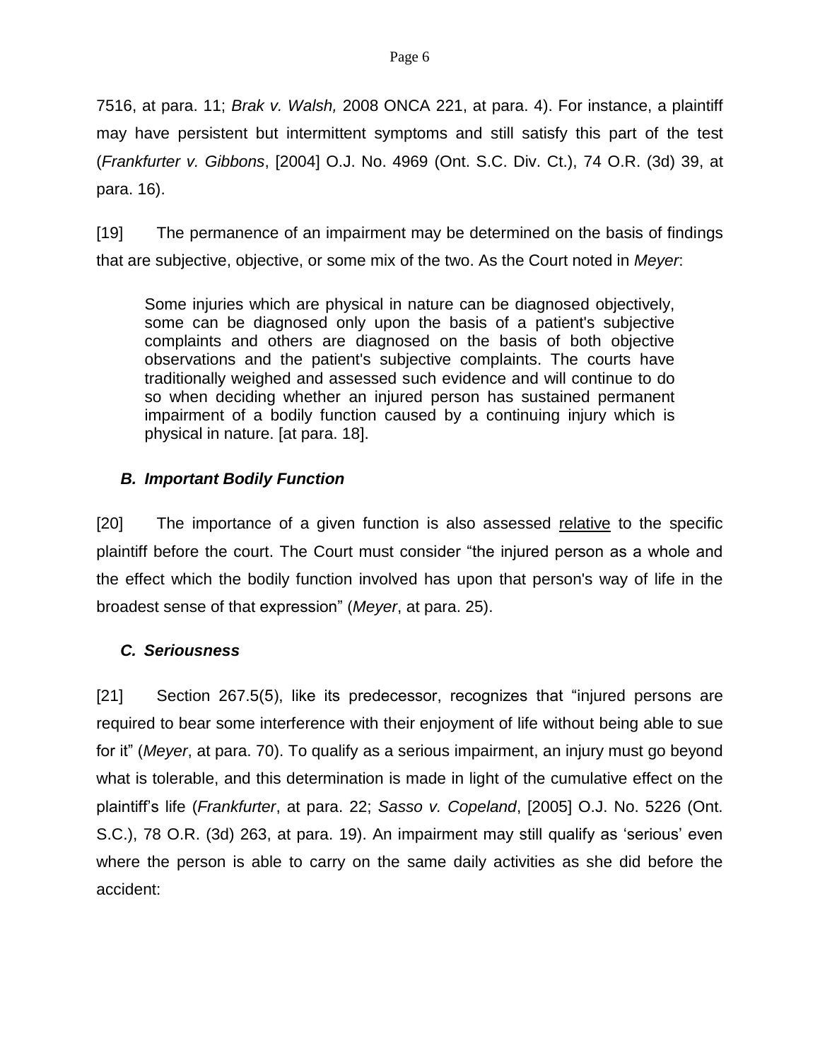7516, at para. 11; *Brak v. Walsh,* 2008 ONCA 221, at para. 4). For instance, a plaintiff may have persistent but intermittent symptoms and still satisfy this part of the test (*Frankfurter v. Gibbons*, [2004] O.J. No. 4969 (Ont. S.C. Div. Ct.), 74 O.R. (3d) 39, at para. 16).

[19] The permanence of an impairment may be determined on the basis of findings that are subjective, objective, or some mix of the two. As the Court noted in *Meyer*:

> Some injuries which are physical in nature can be diagnosed objectively, some can be diagnosed only upon the basis of a patient's subjective complaints and others are diagnosed on the basis of both objective observations and the patient's subjective complaints. The courts have traditionally weighed and assessed such evidence and will continue to do so when deciding whether an injured person has sustained permanent impairment of a bodily function caused by a continuing injury which is physical in nature. [at para. 18].

### *B. Important Bodily Function*

[20] The importance of a given function is also assessed <u>relative</u> to the specific plaintiff before the court. The Court must consider "the injured person as a whole and the effect which the bodily function involved has upon that person's way of life in the broadest sense of that expression" (*Meyer*, at para. 25).

### *C. Seriousness*

[21] Section 267.5(5), like its predecessor, recognizes that "injured persons are required to bear some interference with their enjoyment of life without being able to sue for it" (*Meyer*, at para. 70). To qualify as a serious impairment, an injury must go beyond what is tolerable, and this determination is made in light of the cumulative effect on the plaintiff's life (*Frankfurter*, at para. 22; *Sasso v. Copeland*, [2005] O.J. No. 5226 (Ont. S.C.), 78 O.R. (3d) 263, at para. 19). An impairment may still qualify as 'serious' even where the person is able to carry on the same daily activities as she did before the accident: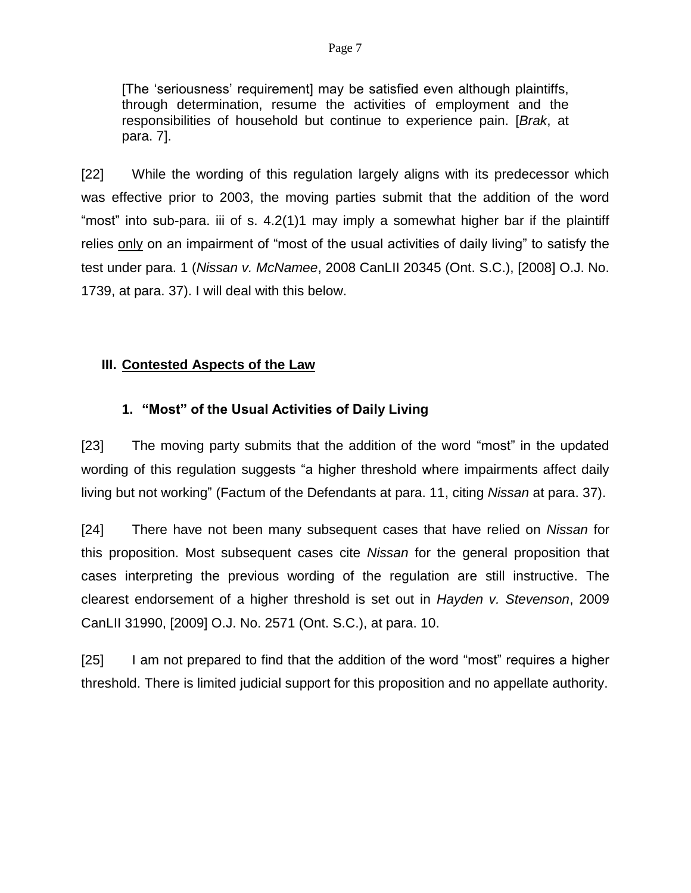> [The 'seriousness' requirement] may be satisfied even although plaintiffs, through determination, resume the activities of employment and the responsibilities of household but continue to experience pain. [*Brak*, at para. 7].

[22] While the wording of this regulation largely aligns with its predecessor which was effective prior to 2003, the moving parties submit that the addition of the word "most" into sub-para. iii of s. 4.2(1)1 may imply a somewhat higher bar if the plaintiff relies <u>only</u> on an impairment of "most of the usual activities of daily living" to satisfy the test under para. 1 (*Nissan v. McNamee*, 2008 CanLII 20345 (Ont. S.C.), [2008] O.J. No. 1739, at para. 37). I will deal with this below.

## III. <u>Contested Aspects of the Law</u>

### 1. "Most" of the Usual Activities of Daily Living

[23] The moving party submits that the addition of the word "most" in the updated wording of this regulation suggests "a higher threshold where impairments affect daily living but not working" (Factum of the Defendants at para. 11, citing *Nissan* at para. 37).

[24] There have not been many subsequent cases that have relied on *Nissan* for this proposition. Most subsequent cases cite *Nissan* for the general proposition that cases interpreting the previous wording of the regulation are still instructive. The clearest endorsement of a higher threshold is set out in *Hayden v. Stevenson*, 2009 CanLII 31990, [2009] O.J. No. 2571 (Ont. S.C.), at para. 10.

[25] I am not prepared to find that the addition of the word "most" requires a higher threshold. There is limited judicial support for this proposition and no appellate authority.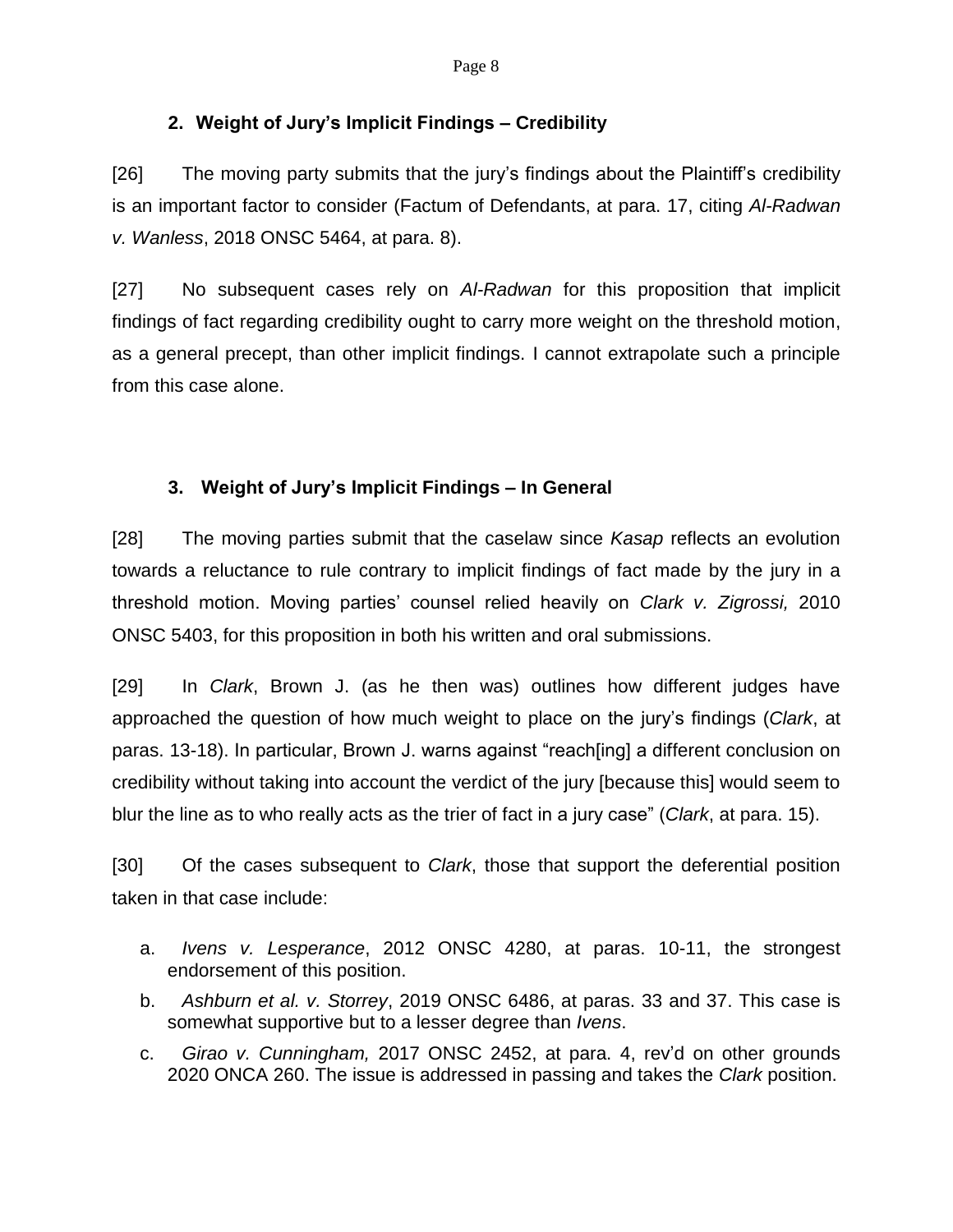## 2. Weight of Jury's Implicit Findings – Credibility

[26] The moving party submits that the jury's findings about the Plaintiff's credibility is an important factor to consider (Factum of Defendants, at para. 17, citing *Al-Radwan v. Wanless*, 2018 ONSC 5464, at para. 8).

[27] No subsequent cases rely on *Al-Radwan* for this proposition that implicit findings of fact regarding credibility ought to carry more weight on the threshold motion, as a general precept, than other implicit findings. I cannot extrapolate such a principle from this case alone.

## 3. Weight of Jury's Implicit Findings – In General

[28] The moving parties submit that the caselaw since *Kasap* reflects an evolution towards a reluctance to rule contrary to implicit findings of fact made by the jury in a threshold motion. Moving parties' counsel relied heavily on *Clark v. Zigrossi,* 2010 ONSC 5403, for this proposition in both his written and oral submissions.

[29] In *Clark*, Brown J. (as he then was) outlines how different judges have approached the question of how much weight to place on the jury's findings (*Clark*, at paras. 13-18). In particular, Brown J. warns against "reach[ing] a different conclusion on credibility without taking into account the verdict of the jury [because this] would seem to blur the line as to who really acts as the trier of fact in a jury case" (*Clark*, at para. 15).

[30] Of the cases subsequent to *Clark*, those that support the deferential position taken in that case include:

a. *Ivens v. Lesperance*, 2012 ONSC 4280, at paras. 10-11, the strongest endorsement of this position.

b. *Ashburn et al. v. Storrey*, 2019 ONSC 6486, at paras. 33 and 37. This case is somewhat supportive but to a lesser degree than *Ivens*.

c. *Girao v. Cunningham,* 2017 ONSC 2452, at para. 4, rev'd on other grounds 2020 ONCA 260. The issue is addressed in passing and takes the *Clark* position.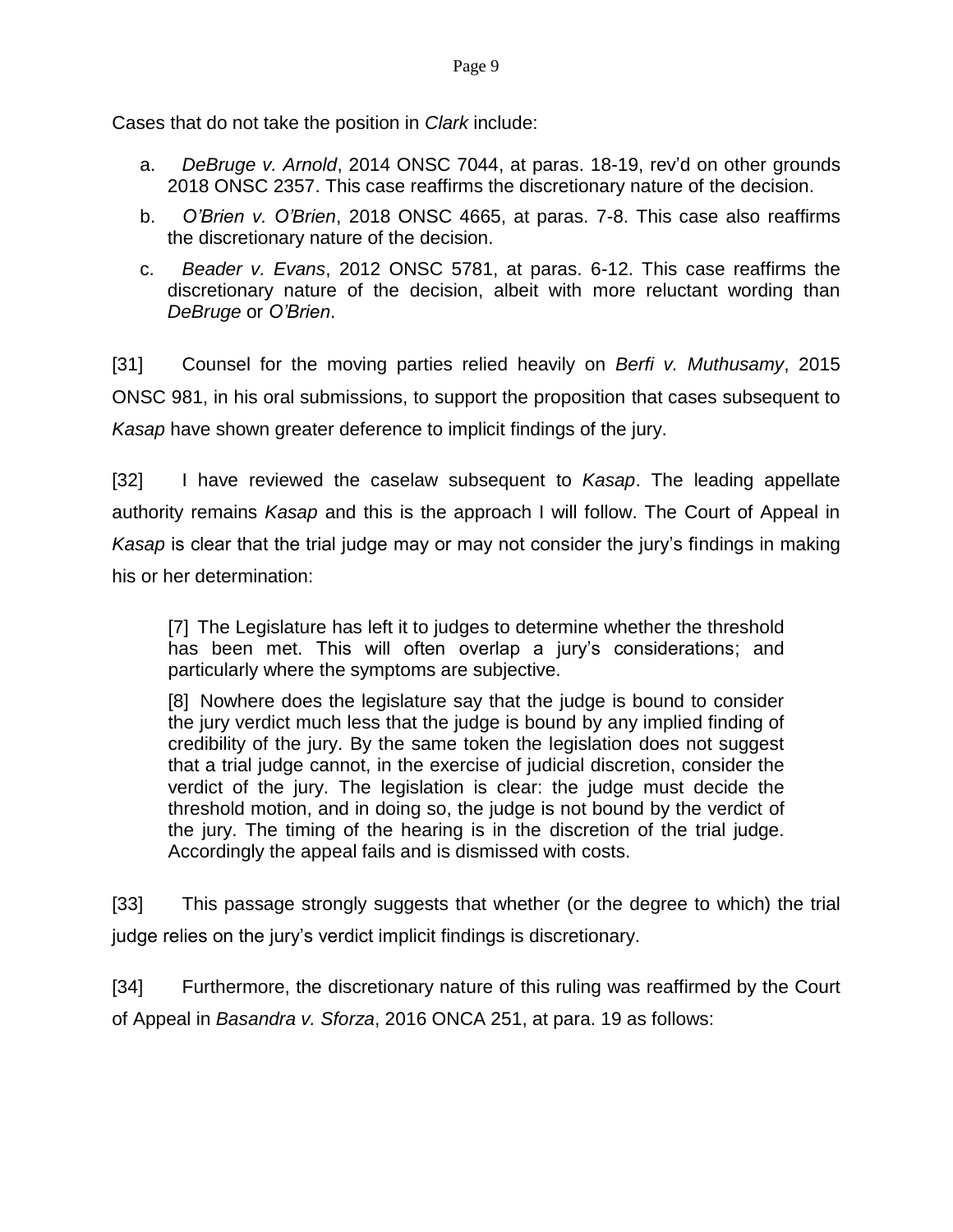Cases that do not take the position in *Clark* include:

a. *DeBruge v. Arnold*, 2014 ONSC 7044, at paras. 18-19, rev'd on other grounds 2018 ONSC 2357. This case reaffirms the discretionary nature of the decision.

b. *O'Brien v. O'Brien*, 2018 ONSC 4665, at paras. 7-8. This case also reaffirms the discretionary nature of the decision.

c. *Beader v. Evans*, 2012 ONSC 5781, at paras. 6-12. This case reaffirms the discretionary nature of the decision, albeit with more reluctant wording than *DeBruge* or *O'Brien*.

[31] Counsel for the moving parties relied heavily on *Berfi v. Muthusamy*, 2015 ONSC 981, in his oral submissions, to support the proposition that cases subsequent to *Kasap* have shown greater deference to implicit findings of the jury.

[32] I have reviewed the caselaw subsequent to *Kasap*. The leading appellate authority remains *Kasap* and this is the approach I will follow. The Court of Appeal in *Kasap* is clear that the trial judge may or may not consider the jury's findings in making his or her determination:

> [7] The Legislature has left it to judges to determine whether the threshold has been met. This will often overlap a jury's considerations; and particularly where the symptoms are subjective.
>
> [8] Nowhere does the legislature say that the judge is bound to consider the jury verdict much less that the judge is bound by any implied finding of credibility of the jury. By the same token the legislation does not suggest that a trial judge cannot, in the exercise of judicial discretion, consider the verdict of the jury. The legislation is clear: the judge must decide the threshold motion, and in doing so, the judge is not bound by the verdict of the jury. The timing of the hearing is in the discretion of the trial judge. Accordingly the appeal fails and is dismissed with costs.

[33] This passage strongly suggests that whether (or the degree to which) the trial judge relies on the jury's verdict implicit findings is discretionary.

[34] Furthermore, the discretionary nature of this ruling was reaffirmed by the Court of Appeal in *Basandra v. Sforza*, 2016 ONCA 251, at para. 19 as follows: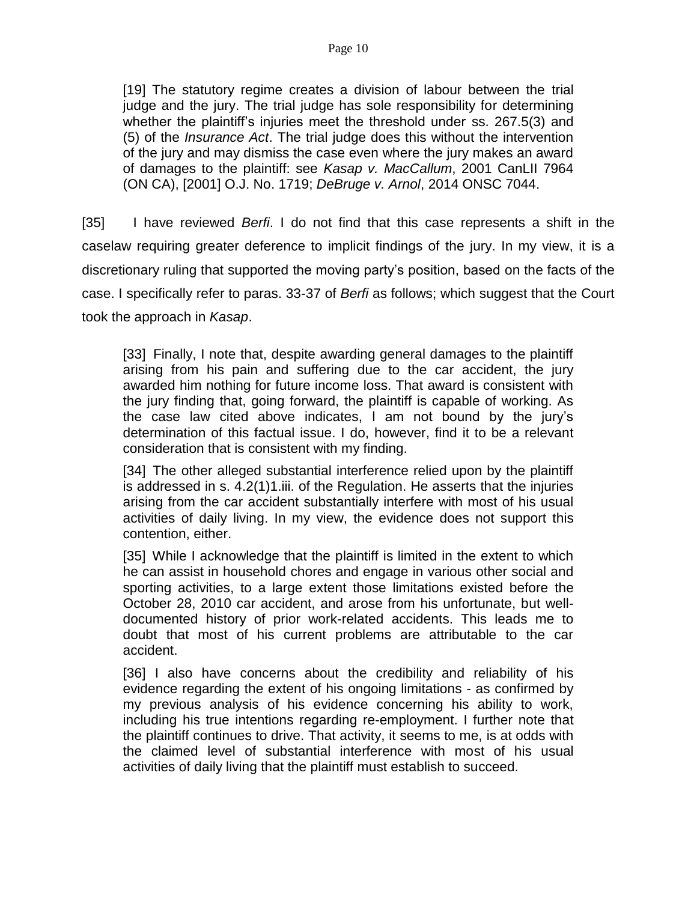> [19] The statutory regime creates a division of labour between the trial judge and the jury. The trial judge has sole responsibility for determining whether the plaintiff's injuries meet the threshold under ss. 267.5(3) and (5) of the *Insurance Act*. The trial judge does this without the intervention of the jury and may dismiss the case even where the jury makes an award of damages to the plaintiff: see *Kasap v. MacCallum*, 2001 CanLII 7964 (ON CA), [2001] O.J. No. 1719; *DeBruge v. Arnol*, 2014 ONSC 7044.

[35] I have reviewed *Berfi*. I do not find that this case represents a shift in the caselaw requiring greater deference to implicit findings of the jury. In my view, it is a discretionary ruling that supported the moving party's position, based on the facts of the case. I specifically refer to paras. 33-37 of *Berfi* as follows; which suggest that the Court took the approach in *Kasap*.

> [33] Finally, I note that, despite awarding general damages to the plaintiff arising from his pain and suffering due to the car accident, the jury awarded him nothing for future income loss. That award is consistent with the jury finding that, going forward, the plaintiff is capable of working. As the case law cited above indicates, I am not bound by the jury's determination of this factual issue. I do, however, find it to be a relevant consideration that is consistent with my finding.
>
> [34] The other alleged substantial interference relied upon by the plaintiff is addressed in s. 4.2(1)1.iii. of the Regulation. He asserts that the injuries arising from the car accident substantially interfere with most of his usual activities of daily living. In my view, the evidence does not support this contention, either.
>
> [35] While I acknowledge that the plaintiff is limited in the extent to which he can assist in household chores and engage in various other social and sporting activities, to a large extent those limitations existed before the October 28, 2010 car accident, and arose from his unfortunate, but well-documented history of prior work-related accidents. This leads me to doubt that most of his current problems are attributable to the car accident.
>
> [36] I also have concerns about the credibility and reliability of his evidence regarding the extent of his ongoing limitations - as confirmed by my previous analysis of his evidence concerning his ability to work, including his true intentions regarding re-employment. I further note that the plaintiff continues to drive. That activity, it seems to me, is at odds with the claimed level of substantial interference with most of his usual activities of daily living that the plaintiff must establish to succeed.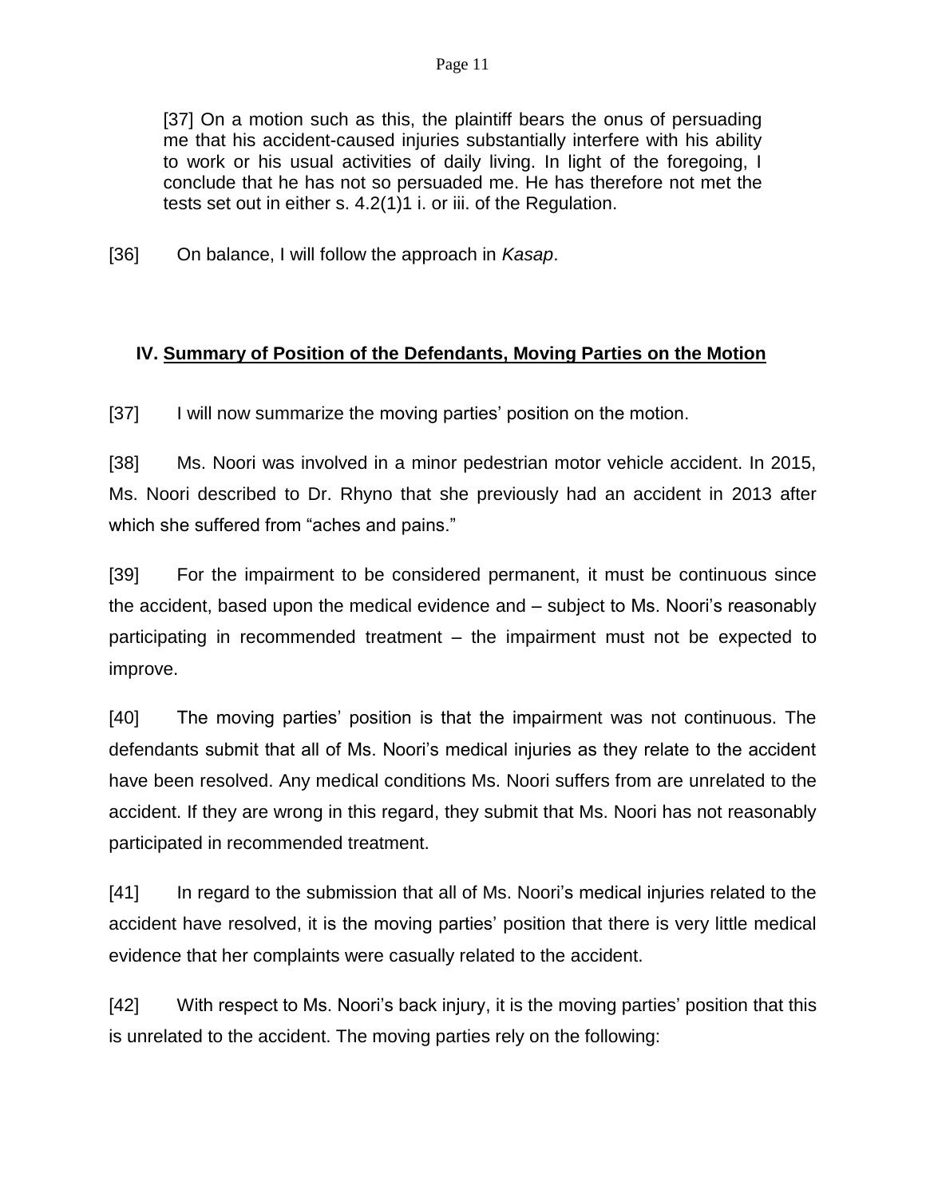> [37] On a motion such as this, the plaintiff bears the onus of persuading me that his accident-caused injuries substantially interfere with his ability to work or his usual activities of daily living. In light of the foregoing, I conclude that he has not so persuaded me. He has therefore not met the tests set out in either s. 4.2(1)1 i. or iii. of the Regulation.

[36] On balance, I will follow the approach in *Kasap*.

## IV. <u>Summary of Position of the Defendants, Moving Parties on the Motion</u>

[37] I will now summarize the moving parties' position on the motion.

[38] Ms. Noori was involved in a minor pedestrian motor vehicle accident. In 2015, Ms. Noori described to Dr. Rhyno that she previously had an accident in 2013 after which she suffered from "aches and pains."

[39] For the impairment to be considered permanent, it must be continuous since the accident, based upon the medical evidence and – subject to Ms. Noori's reasonably participating in recommended treatment – the impairment must not be expected to improve.

[40] The moving parties' position is that the impairment was not continuous. The defendants submit that all of Ms. Noori's medical injuries as they relate to the accident have been resolved. Any medical conditions Ms. Noori suffers from are unrelated to the accident. If they are wrong in this regard, they submit that Ms. Noori has not reasonably participated in recommended treatment.

[41] In regard to the submission that all of Ms. Noori's medical injuries related to the accident have resolved, it is the moving parties' position that there is very little medical evidence that her complaints were casually related to the accident.

[42] With respect to Ms. Noori's back injury, it is the moving parties' position that this is unrelated to the accident. The moving parties rely on the following: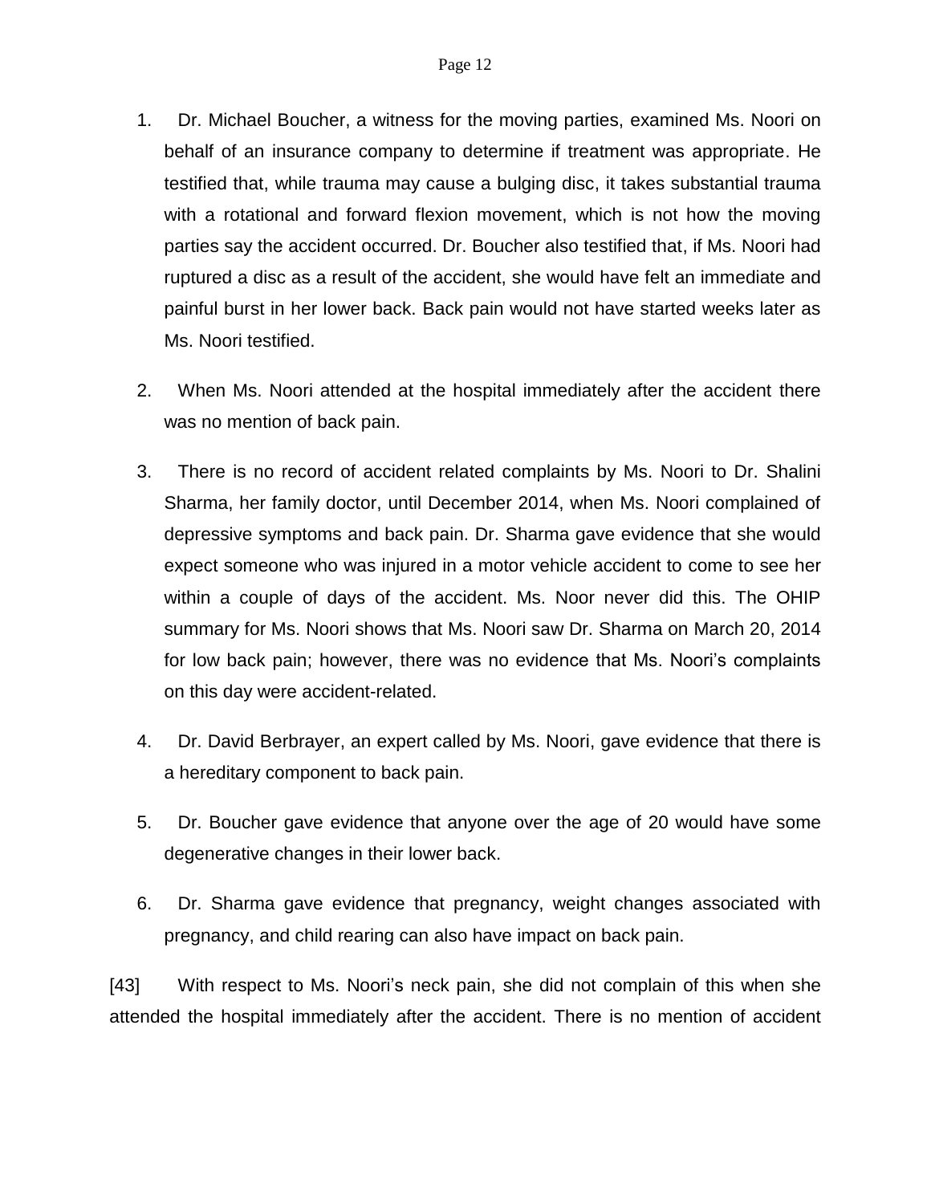1. Dr. Michael Boucher, a witness for the moving parties, examined Ms. Noori on behalf of an insurance company to determine if treatment was appropriate. He testified that, while trauma may cause a bulging disc, it takes substantial trauma with a rotational and forward flexion movement, which is not how the moving parties say the accident occurred. Dr. Boucher also testified that, if Ms. Noori had ruptured a disc as a result of the accident, she would have felt an immediate and painful burst in her lower back. Back pain would not have started weeks later as Ms. Noori testified.

2. When Ms. Noori attended at the hospital immediately after the accident there was no mention of back pain.

3. There is no record of accident related complaints by Ms. Noori to Dr. Shalini Sharma, her family doctor, until December 2014, when Ms. Noori complained of depressive symptoms and back pain. Dr. Sharma gave evidence that she would expect someone who was injured in a motor vehicle accident to come to see her within a couple of days of the accident. Ms. Noor never did this. The OHIP summary for Ms. Noori shows that Ms. Noori saw Dr. Sharma on March 20, 2014 for low back pain; however, there was no evidence that Ms. Noori's complaints on this day were accident-related.

4. Dr. David Berbrayer, an expert called by Ms. Noori, gave evidence that there is a hereditary component to back pain.

5. Dr. Boucher gave evidence that anyone over the age of 20 would have some degenerative changes in their lower back.

6. Dr. Sharma gave evidence that pregnancy, weight changes associated with pregnancy, and child rearing can also have impact on back pain.

[43] With respect to Ms. Noori's neck pain, she did not complain of this when she attended the hospital immediately after the accident. There is no mention of accident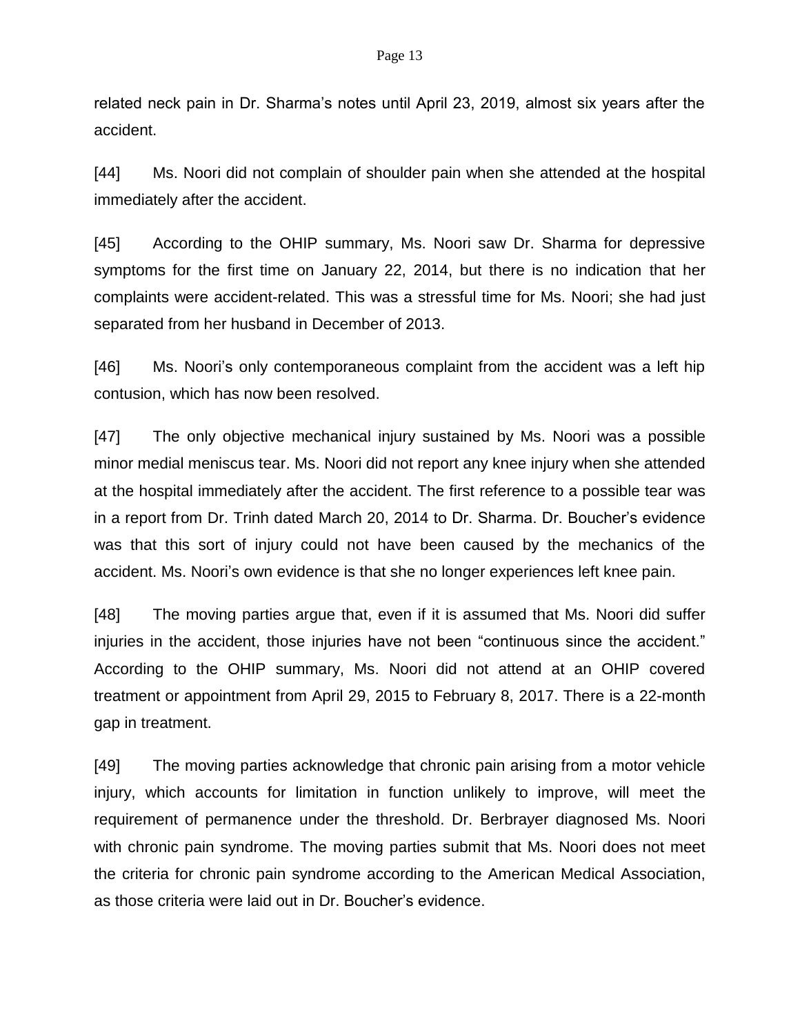related neck pain in Dr. Sharma's notes until April 23, 2019, almost six years after the accident.

[44] Ms. Noori did not complain of shoulder pain when she attended at the hospital immediately after the accident.

[45] According to the OHIP summary, Ms. Noori saw Dr. Sharma for depressive symptoms for the first time on January 22, 2014, but there is no indication that her complaints were accident-related. This was a stressful time for Ms. Noori; she had just separated from her husband in December of 2013.

[46] Ms. Noori's only contemporaneous complaint from the accident was a left hip contusion, which has now been resolved.

[47] The only objective mechanical injury sustained by Ms. Noori was a possible minor medial meniscus tear. Ms. Noori did not report any knee injury when she attended at the hospital immediately after the accident. The first reference to a possible tear was in a report from Dr. Trinh dated March 20, 2014 to Dr. Sharma. Dr. Boucher's evidence was that this sort of injury could not have been caused by the mechanics of the accident. Ms. Noori's own evidence is that she no longer experiences left knee pain.

[48] The moving parties argue that, even if it is assumed that Ms. Noori did suffer injuries in the accident, those injuries have not been "continuous since the accident." According to the OHIP summary, Ms. Noori did not attend at an OHIP covered treatment or appointment from April 29, 2015 to February 8, 2017. There is a 22-month gap in treatment.

[49] The moving parties acknowledge that chronic pain arising from a motor vehicle injury, which accounts for limitation in function unlikely to improve, will meet the requirement of permanence under the threshold. Dr. Berbrayer diagnosed Ms. Noori with chronic pain syndrome. The moving parties submit that Ms. Noori does not meet the criteria for chronic pain syndrome according to the American Medical Association, as those criteria were laid out in Dr. Boucher's evidence.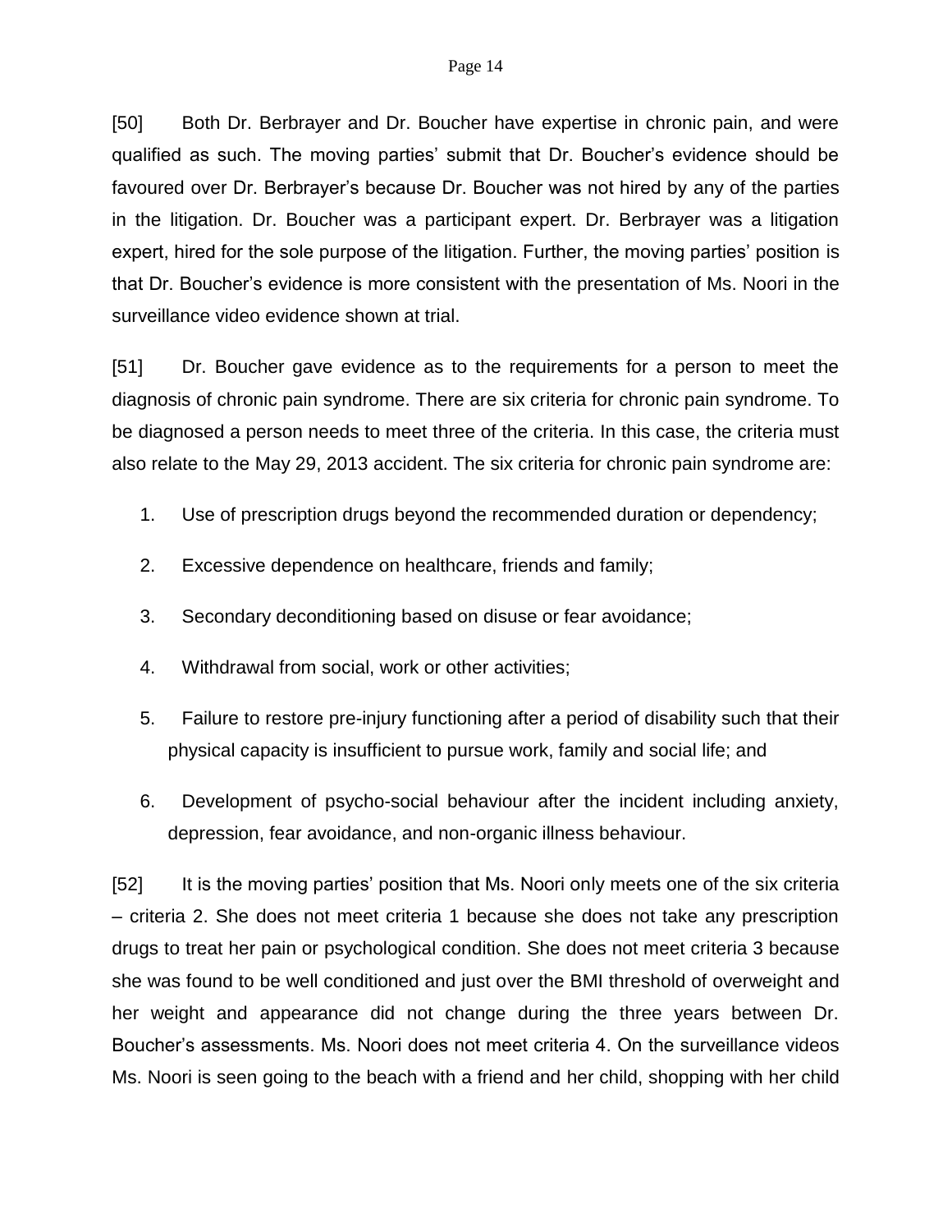[50] Both Dr. Berbrayer and Dr. Boucher have expertise in chronic pain, and were qualified as such. The moving parties' submit that Dr. Boucher's evidence should be favoured over Dr. Berbrayer's because Dr. Boucher was not hired by any of the parties in the litigation. Dr. Boucher was a participant expert. Dr. Berbrayer was a litigation expert, hired for the sole purpose of the litigation. Further, the moving parties' position is that Dr. Boucher's evidence is more consistent with the presentation of Ms. Noori in the surveillance video evidence shown at trial.

[51] Dr. Boucher gave evidence as to the requirements for a person to meet the diagnosis of chronic pain syndrome. There are six criteria for chronic pain syndrome. To be diagnosed a person needs to meet three of the criteria. In this case, the criteria must also relate to the May 29, 2013 accident. The six criteria for chronic pain syndrome are:

1. Use of prescription drugs beyond the recommended duration or dependency;
2. Excessive dependence on healthcare, friends and family;
3. Secondary deconditioning based on disuse or fear avoidance;
4. Withdrawal from social, work or other activities;
5. Failure to restore pre-injury functioning after a period of disability such that their physical capacity is insufficient to pursue work, family and social life; and
6. Development of psycho-social behaviour after the incident including anxiety, depression, fear avoidance, and non-organic illness behaviour.

[52] It is the moving parties' position that Ms. Noori only meets one of the six criteria – criteria 2. She does not meet criteria 1 because she does not take any prescription drugs to treat her pain or psychological condition. She does not meet criteria 3 because she was found to be well conditioned and just over the BMI threshold of overweight and her weight and appearance did not change during the three years between Dr. Boucher's assessments. Ms. Noori does not meet criteria 4. On the surveillance videos Ms. Noori is seen going to the beach with a friend and her child, shopping with her child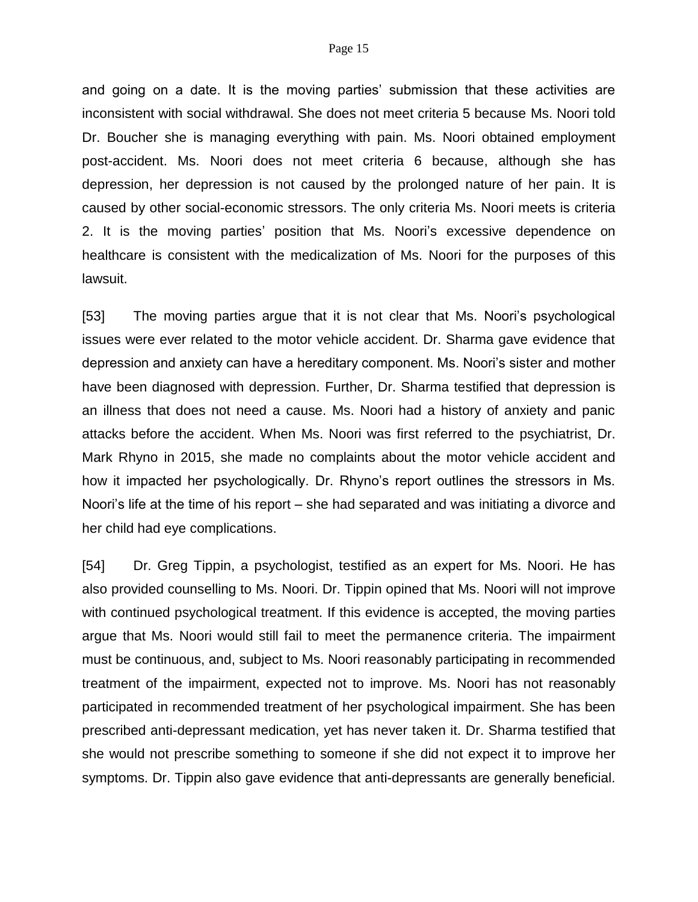and going on a date. It is the moving parties' submission that these activities are inconsistent with social withdrawal. She does not meet criteria 5 because Ms. Noori told Dr. Boucher she is managing everything with pain. Ms. Noori obtained employment post-accident. Ms. Noori does not meet criteria 6 because, although she has depression, her depression is not caused by the prolonged nature of her pain. It is caused by other social-economic stressors. The only criteria Ms. Noori meets is criteria 2. It is the moving parties' position that Ms. Noori's excessive dependence on healthcare is consistent with the medicalization of Ms. Noori for the purposes of this lawsuit.

[53] The moving parties argue that it is not clear that Ms. Noori's psychological issues were ever related to the motor vehicle accident. Dr. Sharma gave evidence that depression and anxiety can have a hereditary component. Ms. Noori's sister and mother have been diagnosed with depression. Further, Dr. Sharma testified that depression is an illness that does not need a cause. Ms. Noori had a history of anxiety and panic attacks before the accident. When Ms. Noori was first referred to the psychiatrist, Dr. Mark Rhyno in 2015, she made no complaints about the motor vehicle accident and how it impacted her psychologically. Dr. Rhyno's report outlines the stressors in Ms. Noori's life at the time of his report – she had separated and was initiating a divorce and her child had eye complications.

[54] Dr. Greg Tippin, a psychologist, testified as an expert for Ms. Noori. He has also provided counselling to Ms. Noori. Dr. Tippin opined that Ms. Noori will not improve with continued psychological treatment. If this evidence is accepted, the moving parties argue that Ms. Noori would still fail to meet the permanence criteria. The impairment must be continuous, and, subject to Ms. Noori reasonably participating in recommended treatment of the impairment, expected not to improve. Ms. Noori has not reasonably participated in recommended treatment of her psychological impairment. She has been prescribed anti-depressant medication, yet has never taken it. Dr. Sharma testified that she would not prescribe something to someone if she did not expect it to improve her symptoms. Dr. Tippin also gave evidence that anti-depressants are generally beneficial.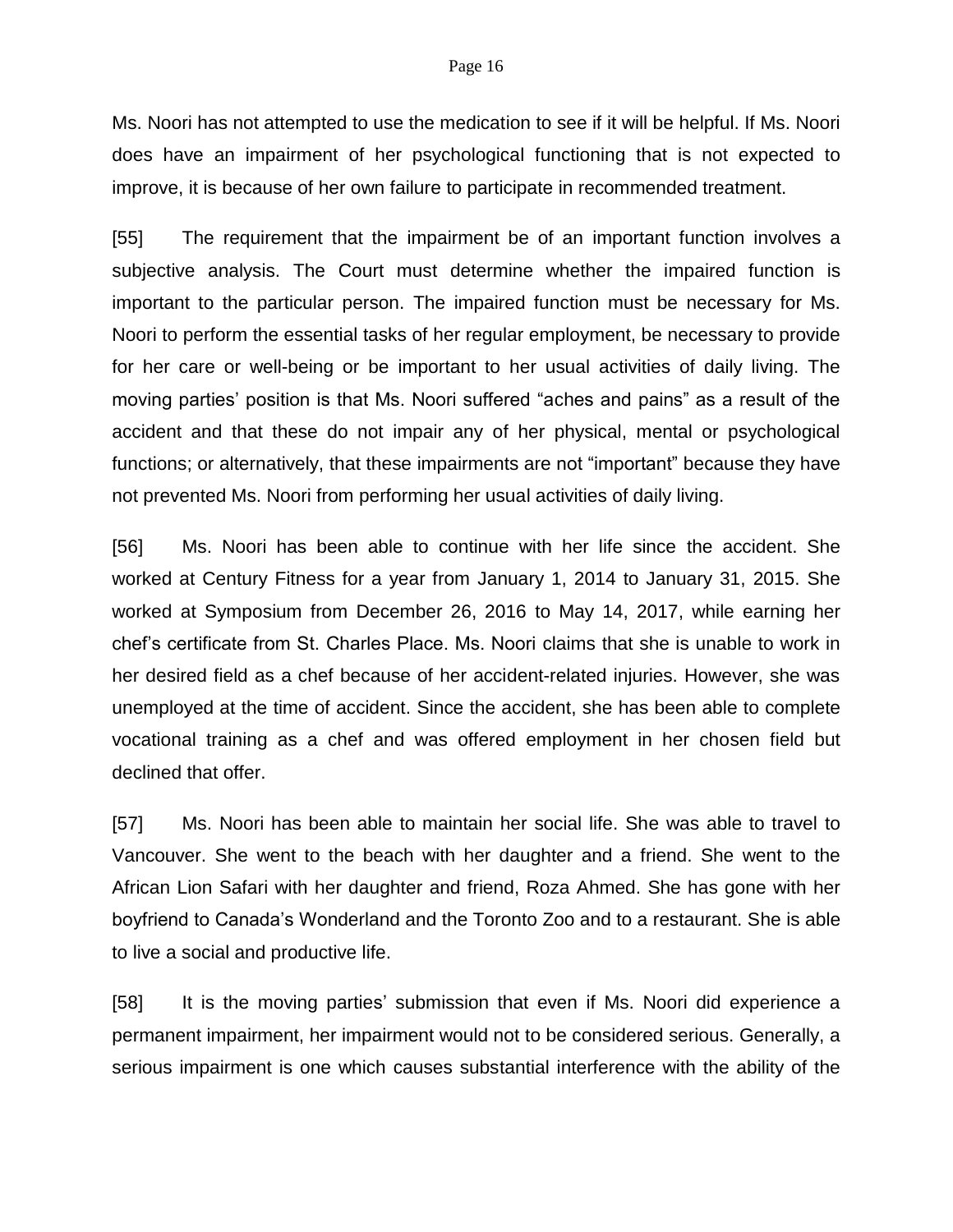Ms. Noori has not attempted to use the medication to see if it will be helpful. If Ms. Noori does have an impairment of her psychological functioning that is not expected to improve, it is because of her own failure to participate in recommended treatment.

[55] The requirement that the impairment be of an important function involves a subjective analysis. The Court must determine whether the impaired function is important to the particular person. The impaired function must be necessary for Ms. Noori to perform the essential tasks of her regular employment, be necessary to provide for her care or well-being or be important to her usual activities of daily living. The moving parties' position is that Ms. Noori suffered "aches and pains" as a result of the accident and that these do not impair any of her physical, mental or psychological functions; or alternatively, that these impairments are not "important" because they have not prevented Ms. Noori from performing her usual activities of daily living.

[56] Ms. Noori has been able to continue with her life since the accident. She worked at Century Fitness for a year from January 1, 2014 to January 31, 2015. She worked at Symposium from December 26, 2016 to May 14, 2017, while earning her chef's certificate from St. Charles Place. Ms. Noori claims that she is unable to work in her desired field as a chef because of her accident-related injuries. However, she was unemployed at the time of accident. Since the accident, she has been able to complete vocational training as a chef and was offered employment in her chosen field but declined that offer.

[57] Ms. Noori has been able to maintain her social life. She was able to travel to Vancouver. She went to the beach with her daughter and a friend. She went to the African Lion Safari with her daughter and friend, Roza Ahmed. She has gone with her boyfriend to Canada's Wonderland and the Toronto Zoo and to a restaurant. She is able to live a social and productive life.

[58] It is the moving parties' submission that even if Ms. Noori did experience a permanent impairment, her impairment would not to be considered serious. Generally, a serious impairment is one which causes substantial interference with the ability of the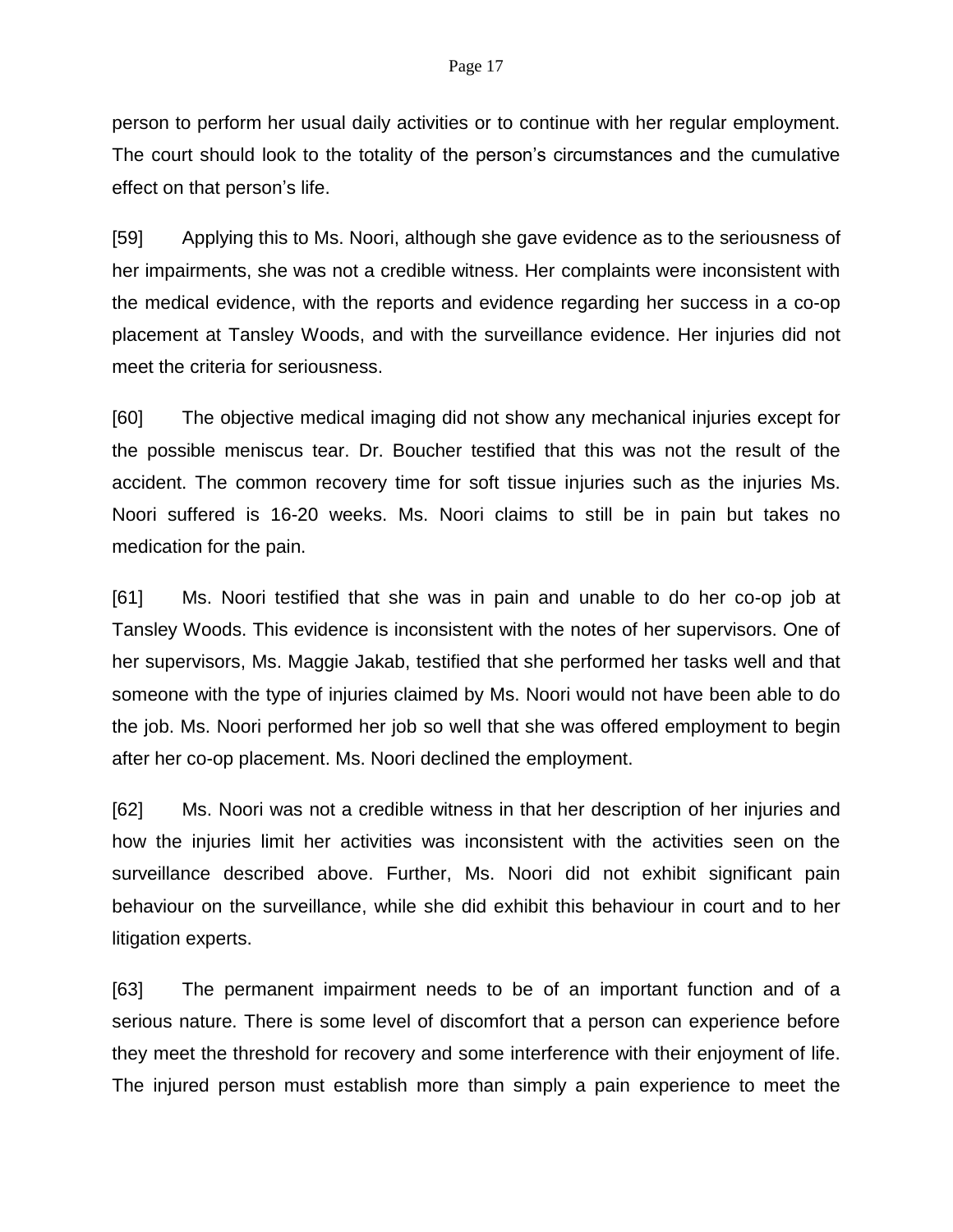person to perform her usual daily activities or to continue with her regular employment. The court should look to the totality of the person's circumstances and the cumulative effect on that person's life.

[59] Applying this to Ms. Noori, although she gave evidence as to the seriousness of her impairments, she was not a credible witness. Her complaints were inconsistent with the medical evidence, with the reports and evidence regarding her success in a co-op placement at Tansley Woods, and with the surveillance evidence. Her injuries did not meet the criteria for seriousness.

[60] The objective medical imaging did not show any mechanical injuries except for the possible meniscus tear. Dr. Boucher testified that this was not the result of the accident. The common recovery time for soft tissue injuries such as the injuries Ms. Noori suffered is 16-20 weeks. Ms. Noori claims to still be in pain but takes no medication for the pain.

[61] Ms. Noori testified that she was in pain and unable to do her co-op job at Tansley Woods. This evidence is inconsistent with the notes of her supervisors. One of her supervisors, Ms. Maggie Jakab, testified that she performed her tasks well and that someone with the type of injuries claimed by Ms. Noori would not have been able to do the job. Ms. Noori performed her job so well that she was offered employment to begin after her co-op placement. Ms. Noori declined the employment.

[62] Ms. Noori was not a credible witness in that her description of her injuries and how the injuries limit her activities was inconsistent with the activities seen on the surveillance described above. Further, Ms. Noori did not exhibit significant pain behaviour on the surveillance, while she did exhibit this behaviour in court and to her litigation experts.

[63] The permanent impairment needs to be of an important function and of a serious nature. There is some level of discomfort that a person can experience before they meet the threshold for recovery and some interference with their enjoyment of life. The injured person must establish more than simply a pain experience to meet the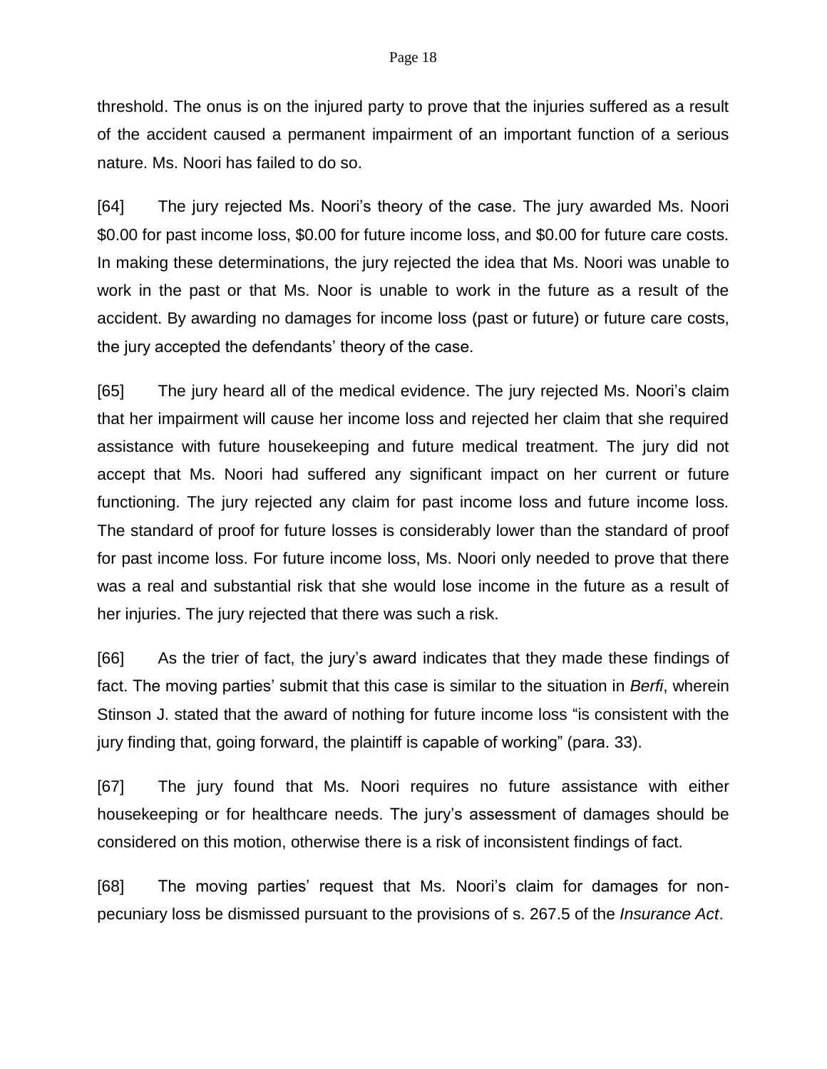threshold. The onus is on the injured party to prove that the injuries suffered as a result of the accident caused a permanent impairment of an important function of a serious nature. Ms. Noori has failed to do so.

[64] The jury rejected Ms. Noori's theory of the case. The jury awarded Ms. Noori \$0.00 for past income loss, \$0.00 for future income loss, and \$0.00 for future care costs. In making these determinations, the jury rejected the idea that Ms. Noori was unable to work in the past or that Ms. Noor is unable to work in the future as a result of the accident. By awarding no damages for income loss (past or future) or future care costs, the jury accepted the defendants' theory of the case.

[65] The jury heard all of the medical evidence. The jury rejected Ms. Noori's claim that her impairment will cause her income loss and rejected her claim that she required assistance with future housekeeping and future medical treatment. The jury did not accept that Ms. Noori had suffered any significant impact on her current or future functioning. The jury rejected any claim for past income loss and future income loss. The standard of proof for future losses is considerably lower than the standard of proof for past income loss. For future income loss, Ms. Noori only needed to prove that there was a real and substantial risk that she would lose income in the future as a result of her injuries. The jury rejected that there was such a risk.

[66] As the trier of fact, the jury's award indicates that they made these findings of fact. The moving parties' submit that this case is similar to the situation in *Berfi*, wherein Stinson J. stated that the award of nothing for future income loss "is consistent with the jury finding that, going forward, the plaintiff is capable of working" (para. 33).

[67] The jury found that Ms. Noori requires no future assistance with either housekeeping or for healthcare needs. The jury's assessment of damages should be considered on this motion, otherwise there is a risk of inconsistent findings of fact.

[68] The moving parties' request that Ms. Noori's claim for damages for non-pecuniary loss be dismissed pursuant to the provisions of s. 267.5 of the *Insurance Act*.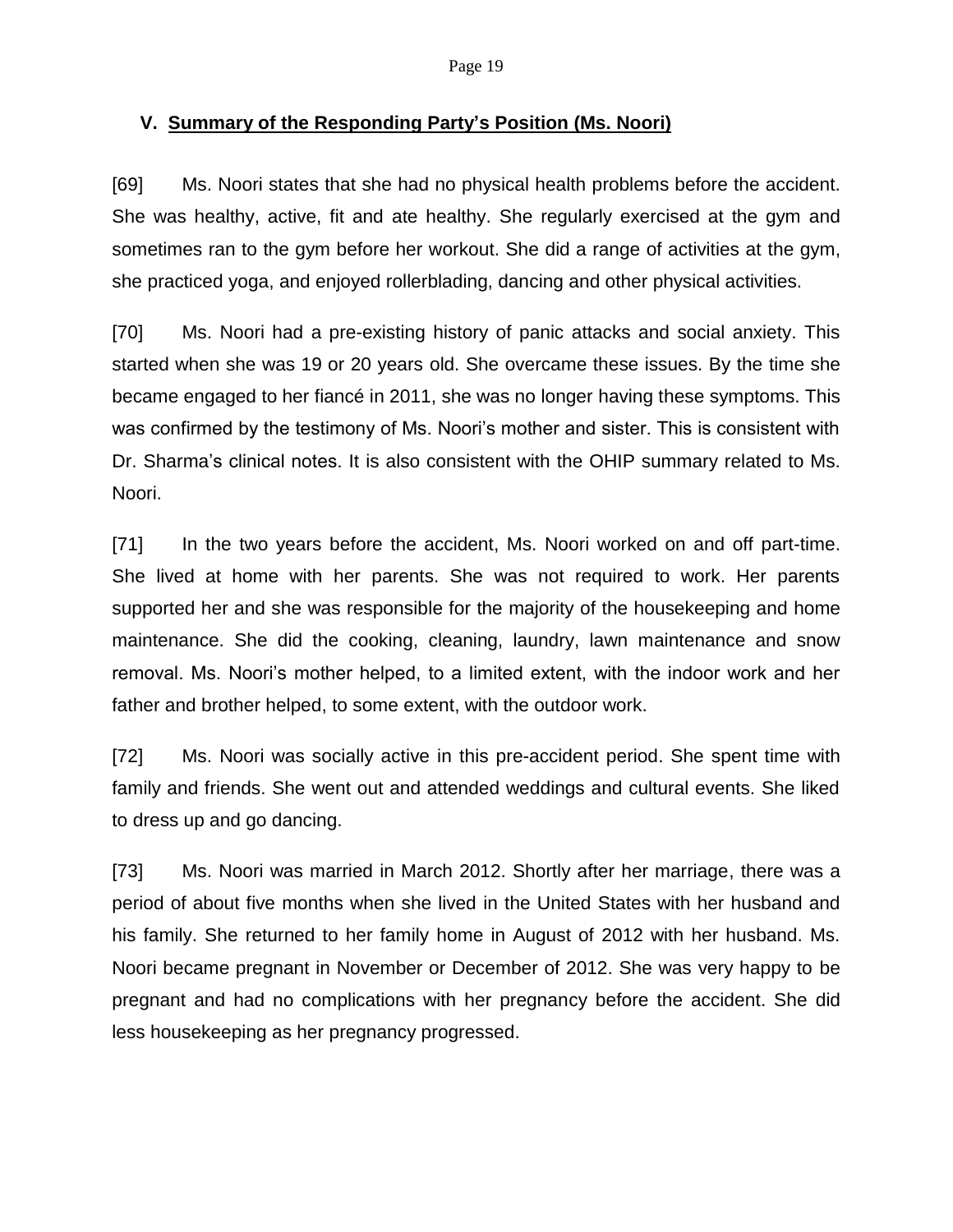## V. <u>Summary of the Responding Party's Position (Ms. Noori)</u>

[69] Ms. Noori states that she had no physical health problems before the accident. She was healthy, active, fit and ate healthy. She regularly exercised at the gym and sometimes ran to the gym before her workout. She did a range of activities at the gym, she practiced yoga, and enjoyed rollerblading, dancing and other physical activities.

[70] Ms. Noori had a pre-existing history of panic attacks and social anxiety. This started when she was 19 or 20 years old. She overcame these issues. By the time she became engaged to her fiancé in 2011, she was no longer having these symptoms. This was confirmed by the testimony of Ms. Noori's mother and sister. This is consistent with Dr. Sharma's clinical notes. It is also consistent with the OHIP summary related to Ms. Noori.

[71] In the two years before the accident, Ms. Noori worked on and off part-time. She lived at home with her parents. She was not required to work. Her parents supported her and she was responsible for the majority of the housekeeping and home maintenance. She did the cooking, cleaning, laundry, lawn maintenance and snow removal. Ms. Noori's mother helped, to a limited extent, with the indoor work and her father and brother helped, to some extent, with the outdoor work.

[72] Ms. Noori was socially active in this pre-accident period. She spent time with family and friends. She went out and attended weddings and cultural events. She liked to dress up and go dancing.

[73] Ms. Noori was married in March 2012. Shortly after her marriage, there was a period of about five months when she lived in the United States with her husband and his family. She returned to her family home in August of 2012 with her husband. Ms. Noori became pregnant in November or December of 2012. She was very happy to be pregnant and had no complications with her pregnancy before the accident. She did less housekeeping as her pregnancy progressed.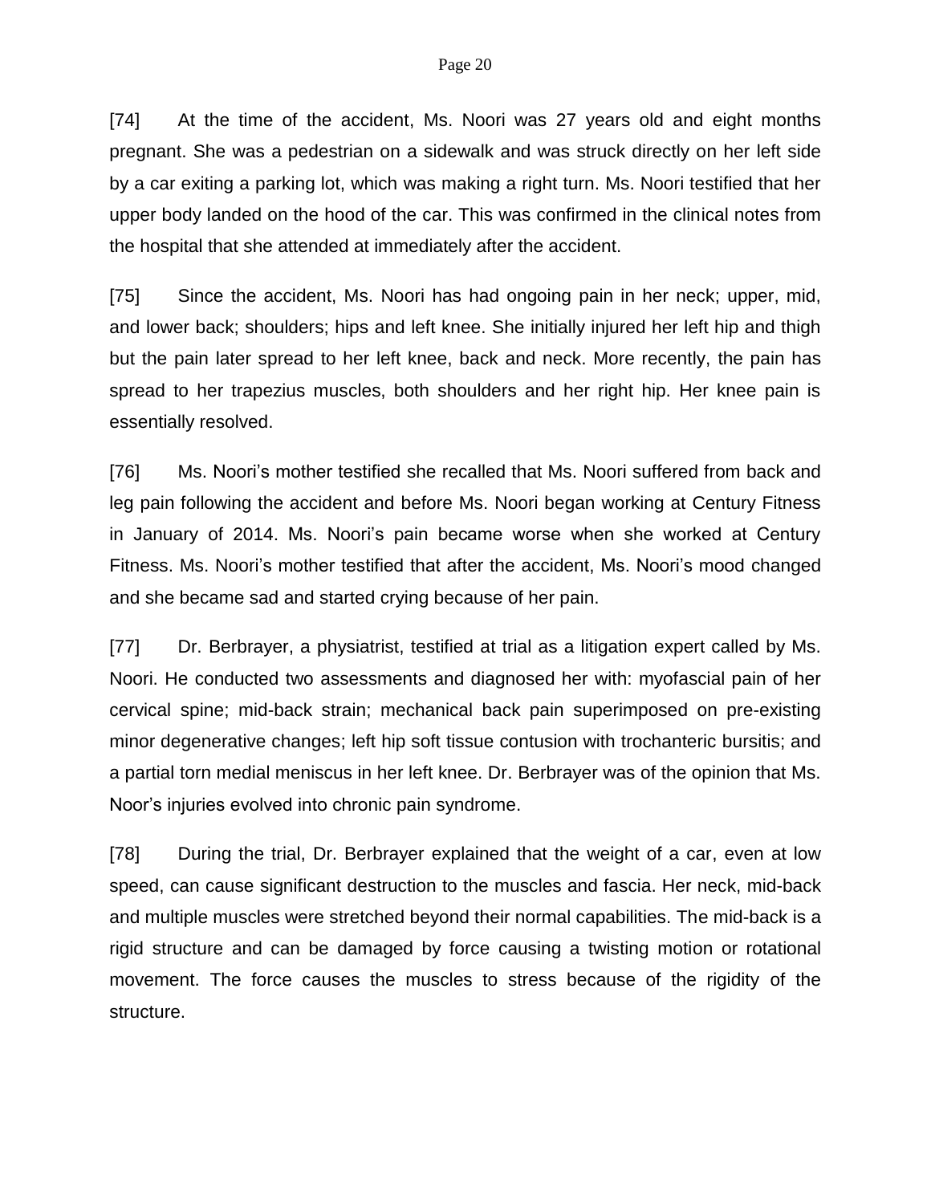[74] At the time of the accident, Ms. Noori was 27 years old and eight months pregnant. She was a pedestrian on a sidewalk and was struck directly on her left side by a car exiting a parking lot, which was making a right turn. Ms. Noori testified that her upper body landed on the hood of the car. This was confirmed in the clinical notes from the hospital that she attended at immediately after the accident.

[75] Since the accident, Ms. Noori has had ongoing pain in her neck; upper, mid, and lower back; shoulders; hips and left knee. She initially injured her left hip and thigh but the pain later spread to her left knee, back and neck. More recently, the pain has spread to her trapezius muscles, both shoulders and her right hip. Her knee pain is essentially resolved.

[76] Ms. Noori's mother testified she recalled that Ms. Noori suffered from back and leg pain following the accident and before Ms. Noori began working at Century Fitness in January of 2014. Ms. Noori's pain became worse when she worked at Century Fitness. Ms. Noori's mother testified that after the accident, Ms. Noori's mood changed and she became sad and started crying because of her pain.

[77] Dr. Berbrayer, a physiatrist, testified at trial as a litigation expert called by Ms. Noori. He conducted two assessments and diagnosed her with: myofascial pain of her cervical spine; mid-back strain; mechanical back pain superimposed on pre-existing minor degenerative changes; left hip soft tissue contusion with trochanteric bursitis; and a partial torn medial meniscus in her left knee. Dr. Berbrayer was of the opinion that Ms. Noor's injuries evolved into chronic pain syndrome.

[78] During the trial, Dr. Berbrayer explained that the weight of a car, even at low speed, can cause significant destruction to the muscles and fascia. Her neck, mid-back and multiple muscles were stretched beyond their normal capabilities. The mid-back is a rigid structure and can be damaged by force causing a twisting motion or rotational movement. The force causes the muscles to stress because of the rigidity of the structure.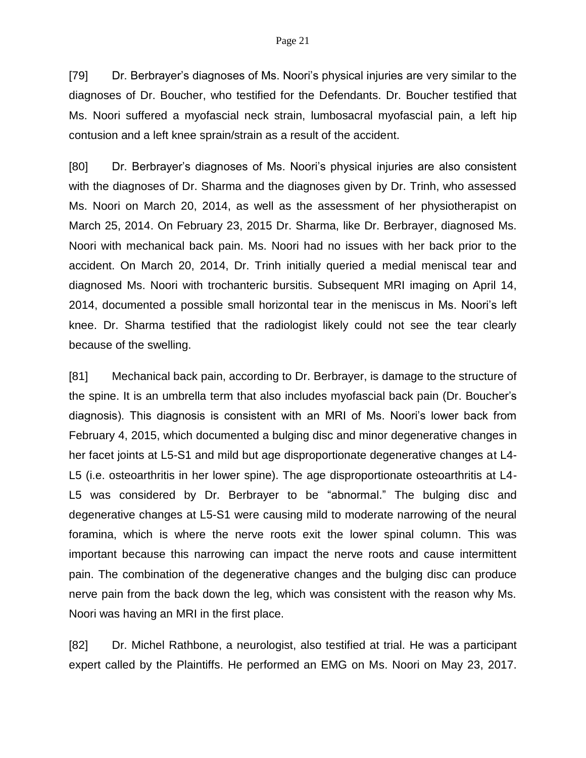[79] Dr. Berbrayer's diagnoses of Ms. Noori's physical injuries are very similar to the diagnoses of Dr. Boucher, who testified for the Defendants. Dr. Boucher testified that Ms. Noori suffered a myofascial neck strain, lumbosacral myofascial pain, a left hip contusion and a left knee sprain/strain as a result of the accident.

[80] Dr. Berbrayer's diagnoses of Ms. Noori's physical injuries are also consistent with the diagnoses of Dr. Sharma and the diagnoses given by Dr. Trinh, who assessed Ms. Noori on March 20, 2014, as well as the assessment of her physiotherapist on March 25, 2014. On February 23, 2015 Dr. Sharma, like Dr. Berbrayer, diagnosed Ms. Noori with mechanical back pain. Ms. Noori had no issues with her back prior to the accident. On March 20, 2014, Dr. Trinh initially queried a medial meniscal tear and diagnosed Ms. Noori with trochanteric bursitis. Subsequent MRI imaging on April 14, 2014, documented a possible small horizontal tear in the meniscus in Ms. Noori's left knee. Dr. Sharma testified that the radiologist likely could not see the tear clearly because of the swelling.

[81] Mechanical back pain, according to Dr. Berbrayer, is damage to the structure of the spine. It is an umbrella term that also includes myofascial back pain (Dr. Boucher's diagnosis). This diagnosis is consistent with an MRI of Ms. Noori's lower back from February 4, 2015, which documented a bulging disc and minor degenerative changes in her facet joints at L5-S1 and mild but age disproportionate degenerative changes at L4-L5 (i.e. osteoarthritis in her lower spine). The age disproportionate osteoarthritis at L4-L5 was considered by Dr. Berbrayer to be "abnormal." The bulging disc and degenerative changes at L5-S1 were causing mild to moderate narrowing of the neural foramina, which is where the nerve roots exit the lower spinal column. This was important because this narrowing can impact the nerve roots and cause intermittent pain. The combination of the degenerative changes and the bulging disc can produce nerve pain from the back down the leg, which was consistent with the reason why Ms. Noori was having an MRI in the first place.

[82] Dr. Michel Rathbone, a neurologist, also testified at trial. He was a participant expert called by the Plaintiffs. He performed an EMG on Ms. Noori on May 23, 2017.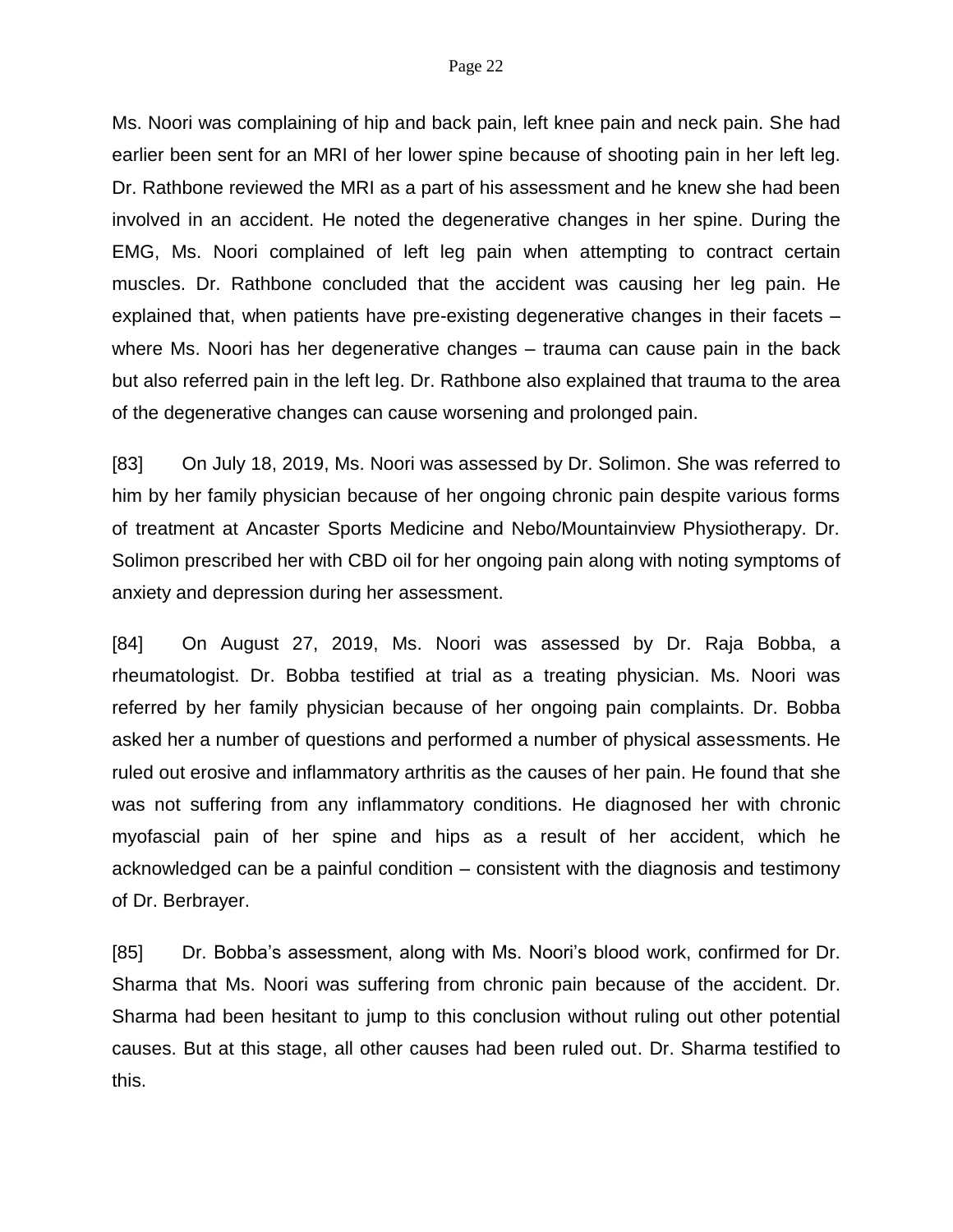Ms. Noori was complaining of hip and back pain, left knee pain and neck pain. She had earlier been sent for an MRI of her lower spine because of shooting pain in her left leg. Dr. Rathbone reviewed the MRI as a part of his assessment and he knew she had been involved in an accident. He noted the degenerative changes in her spine. During the EMG, Ms. Noori complained of left leg pain when attempting to contract certain muscles. Dr. Rathbone concluded that the accident was causing her leg pain. He explained that, when patients have pre-existing degenerative changes in their facets – where Ms. Noori has her degenerative changes – trauma can cause pain in the back but also referred pain in the left leg. Dr. Rathbone also explained that trauma to the area of the degenerative changes can cause worsening and prolonged pain.

[83] On July 18, 2019, Ms. Noori was assessed by Dr. Solimon. She was referred to him by her family physician because of her ongoing chronic pain despite various forms of treatment at Ancaster Sports Medicine and Nebo/Mountainview Physiotherapy. Dr. Solimon prescribed her with CBD oil for her ongoing pain along with noting symptoms of anxiety and depression during her assessment.

[84] On August 27, 2019, Ms. Noori was assessed by Dr. Raja Bobba, a rheumatologist. Dr. Bobba testified at trial as a treating physician. Ms. Noori was referred by her family physician because of her ongoing pain complaints. Dr. Bobba asked her a number of questions and performed a number of physical assessments. He ruled out erosive and inflammatory arthritis as the causes of her pain. He found that she was not suffering from any inflammatory conditions. He diagnosed her with chronic myofascial pain of her spine and hips as a result of her accident, which he acknowledged can be a painful condition – consistent with the diagnosis and testimony of Dr. Berbrayer.

[85] Dr. Bobba's assessment, along with Ms. Noori's blood work, confirmed for Dr. Sharma that Ms. Noori was suffering from chronic pain because of the accident. Dr. Sharma had been hesitant to jump to this conclusion without ruling out other potential causes. But at this stage, all other causes had been ruled out. Dr. Sharma testified to this.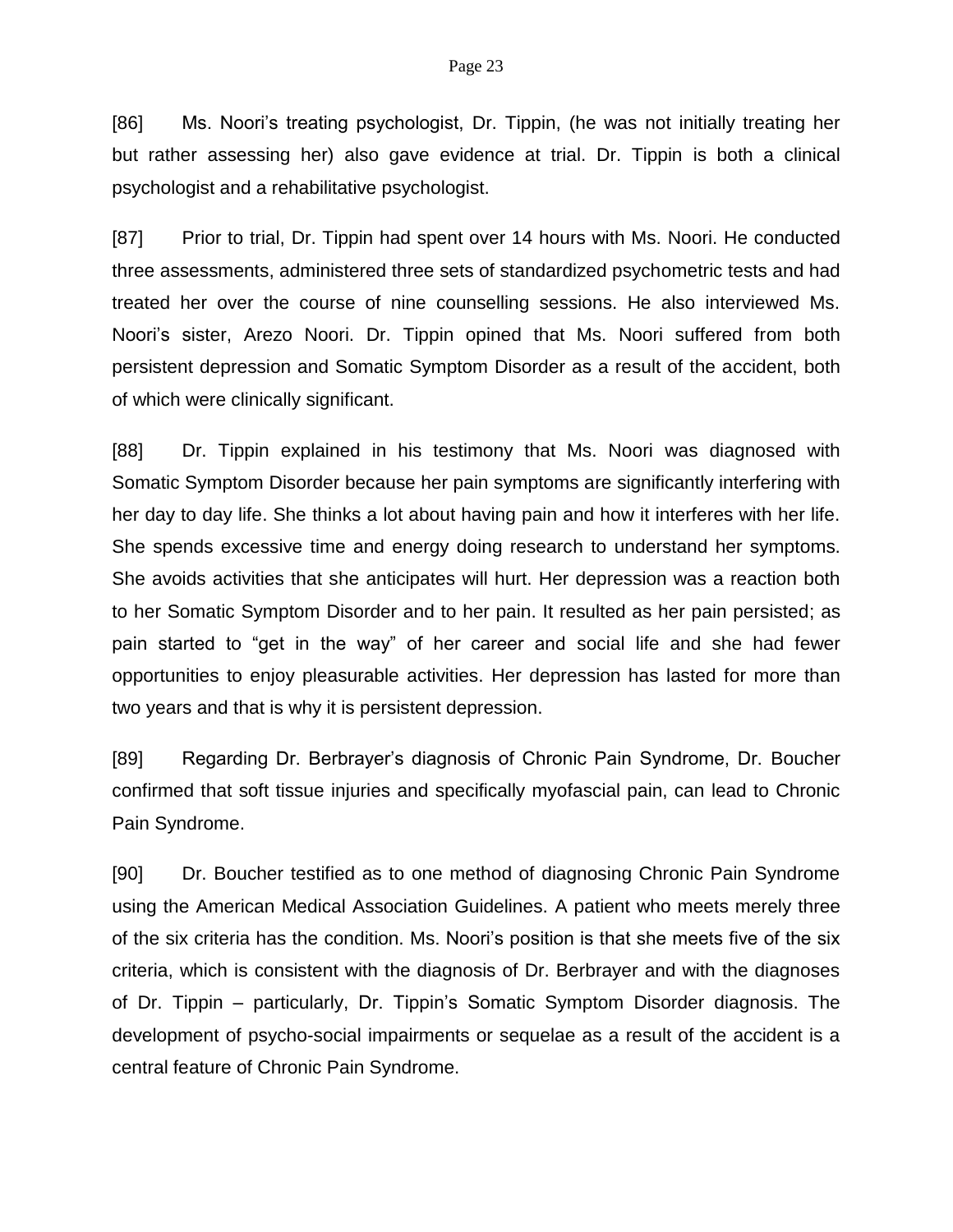[86] Ms. Noori's treating psychologist, Dr. Tippin, (he was not initially treating her but rather assessing her) also gave evidence at trial. Dr. Tippin is both a clinical psychologist and a rehabilitative psychologist.

[87] Prior to trial, Dr. Tippin had spent over 14 hours with Ms. Noori. He conducted three assessments, administered three sets of standardized psychometric tests and had treated her over the course of nine counselling sessions. He also interviewed Ms. Noori's sister, Arezo Noori. Dr. Tippin opined that Ms. Noori suffered from both persistent depression and Somatic Symptom Disorder as a result of the accident, both of which were clinically significant.

[88] Dr. Tippin explained in his testimony that Ms. Noori was diagnosed with Somatic Symptom Disorder because her pain symptoms are significantly interfering with her day to day life. She thinks a lot about having pain and how it interferes with her life. She spends excessive time and energy doing research to understand her symptoms. She avoids activities that she anticipates will hurt. Her depression was a reaction both to her Somatic Symptom Disorder and to her pain. It resulted as her pain persisted; as pain started to "get in the way" of her career and social life and she had fewer opportunities to enjoy pleasurable activities. Her depression has lasted for more than two years and that is why it is persistent depression.

[89] Regarding Dr. Berbrayer's diagnosis of Chronic Pain Syndrome, Dr. Boucher confirmed that soft tissue injuries and specifically myofascial pain, can lead to Chronic Pain Syndrome.

[90] Dr. Boucher testified as to one method of diagnosing Chronic Pain Syndrome using the American Medical Association Guidelines. A patient who meets merely three of the six criteria has the condition. Ms. Noori's position is that she meets five of the six criteria, which is consistent with the diagnosis of Dr. Berbrayer and with the diagnoses of Dr. Tippin – particularly, Dr. Tippin's Somatic Symptom Disorder diagnosis. The development of psycho-social impairments or sequelae as a result of the accident is a central feature of Chronic Pain Syndrome.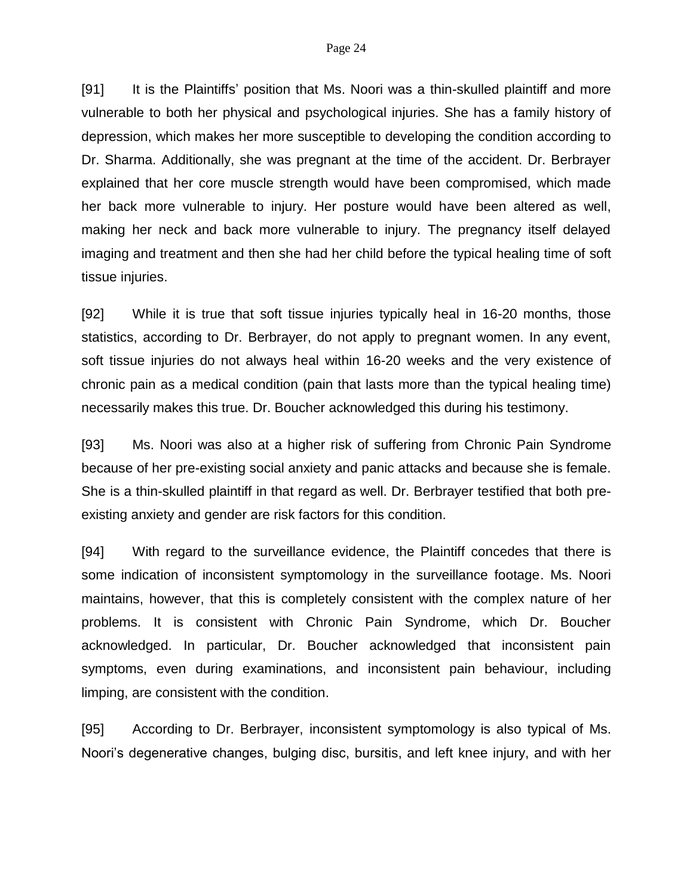[91] It is the Plaintiffs' position that Ms. Noori was a thin-skulled plaintiff and more vulnerable to both her physical and psychological injuries. She has a family history of depression, which makes her more susceptible to developing the condition according to Dr. Sharma. Additionally, she was pregnant at the time of the accident. Dr. Berbrayer explained that her core muscle strength would have been compromised, which made her back more vulnerable to injury. Her posture would have been altered as well, making her neck and back more vulnerable to injury. The pregnancy itself delayed imaging and treatment and then she had her child before the typical healing time of soft tissue injuries.

[92] While it is true that soft tissue injuries typically heal in 16-20 months, those statistics, according to Dr. Berbrayer, do not apply to pregnant women. In any event, soft tissue injuries do not always heal within 16-20 weeks and the very existence of chronic pain as a medical condition (pain that lasts more than the typical healing time) necessarily makes this true. Dr. Boucher acknowledged this during his testimony.

[93] Ms. Noori was also at a higher risk of suffering from Chronic Pain Syndrome because of her pre-existing social anxiety and panic attacks and because she is female. She is a thin-skulled plaintiff in that regard as well. Dr. Berbrayer testified that both pre-existing anxiety and gender are risk factors for this condition.

[94] With regard to the surveillance evidence, the Plaintiff concedes that there is some indication of inconsistent symptomology in the surveillance footage. Ms. Noori maintains, however, that this is completely consistent with the complex nature of her problems. It is consistent with Chronic Pain Syndrome, which Dr. Boucher acknowledged. In particular, Dr. Boucher acknowledged that inconsistent pain symptoms, even during examinations, and inconsistent pain behaviour, including limping, are consistent with the condition.

[95] According to Dr. Berbrayer, inconsistent symptomology is also typical of Ms. Noori's degenerative changes, bulging disc, bursitis, and left knee injury, and with her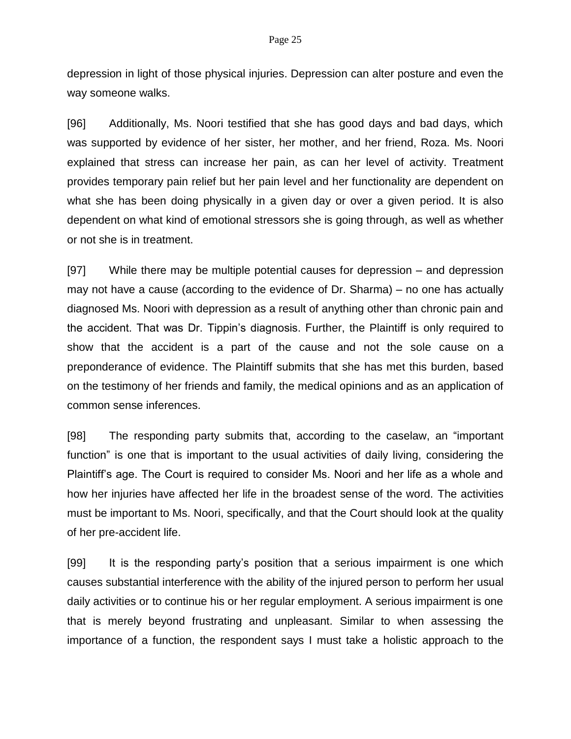depression in light of those physical injuries. Depression can alter posture and even the way someone walks.

[96] Additionally, Ms. Noori testified that she has good days and bad days, which was supported by evidence of her sister, her mother, and her friend, Roza. Ms. Noori explained that stress can increase her pain, as can her level of activity. Treatment provides temporary pain relief but her pain level and her functionality are dependent on what she has been doing physically in a given day or over a given period. It is also dependent on what kind of emotional stressors she is going through, as well as whether or not she is in treatment.

[97] While there may be multiple potential causes for depression – and depression may not have a cause (according to the evidence of Dr. Sharma) – no one has actually diagnosed Ms. Noori with depression as a result of anything other than chronic pain and the accident. That was Dr. Tippin's diagnosis. Further, the Plaintiff is only required to show that the accident is a part of the cause and not the sole cause on a preponderance of evidence. The Plaintiff submits that she has met this burden, based on the testimony of her friends and family, the medical opinions and as an application of common sense inferences.

[98] The responding party submits that, according to the caselaw, an "important function" is one that is important to the usual activities of daily living, considering the Plaintiff's age. The Court is required to consider Ms. Noori and her life as a whole and how her injuries have affected her life in the broadest sense of the word. The activities must be important to Ms. Noori, specifically, and that the Court should look at the quality of her pre-accident life.

[99] It is the responding party's position that a serious impairment is one which causes substantial interference with the ability of the injured person to perform her usual daily activities or to continue his or her regular employment. A serious impairment is one that is merely beyond frustrating and unpleasant. Similar to when assessing the importance of a function, the respondent says I must take a holistic approach to the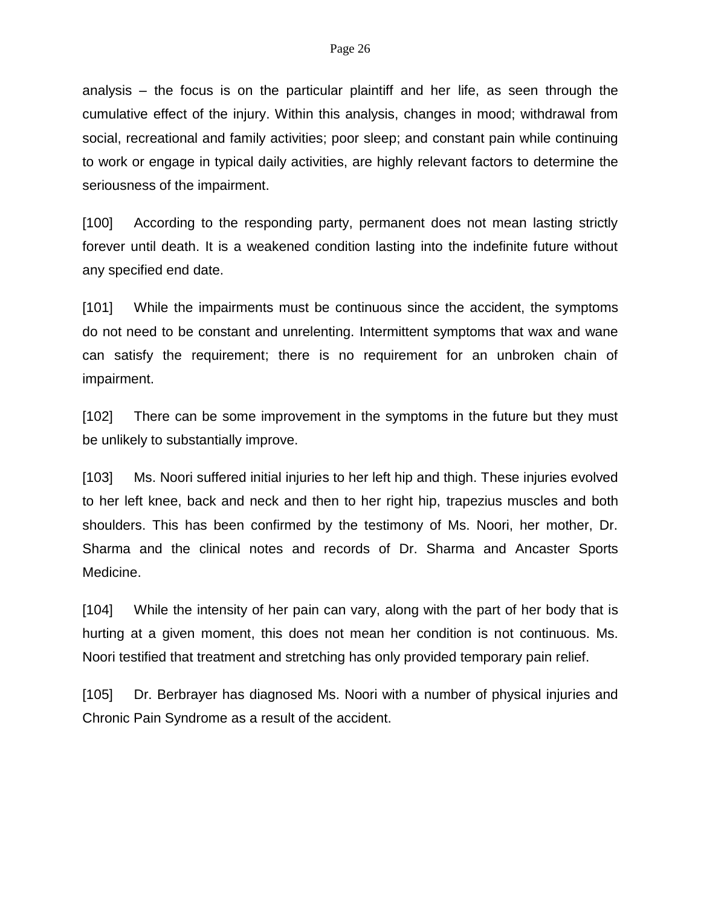analysis – the focus is on the particular plaintiff and her life, as seen through the cumulative effect of the injury. Within this analysis, changes in mood; withdrawal from social, recreational and family activities; poor sleep; and constant pain while continuing to work or engage in typical daily activities, are highly relevant factors to determine the seriousness of the impairment.

[100] According to the responding party, permanent does not mean lasting strictly forever until death. It is a weakened condition lasting into the indefinite future without any specified end date.

[101] While the impairments must be continuous since the accident, the symptoms do not need to be constant and unrelenting. Intermittent symptoms that wax and wane can satisfy the requirement; there is no requirement for an unbroken chain of impairment.

[102] There can be some improvement in the symptoms in the future but they must be unlikely to substantially improve.

[103] Ms. Noori suffered initial injuries to her left hip and thigh. These injuries evolved to her left knee, back and neck and then to her right hip, trapezius muscles and both shoulders. This has been confirmed by the testimony of Ms. Noori, her mother, Dr. Sharma and the clinical notes and records of Dr. Sharma and Ancaster Sports Medicine.

[104] While the intensity of her pain can vary, along with the part of her body that is hurting at a given moment, this does not mean her condition is not continuous. Ms. Noori testified that treatment and stretching has only provided temporary pain relief.

[105] Dr. Berbrayer has diagnosed Ms. Noori with a number of physical injuries and Chronic Pain Syndrome as a result of the accident.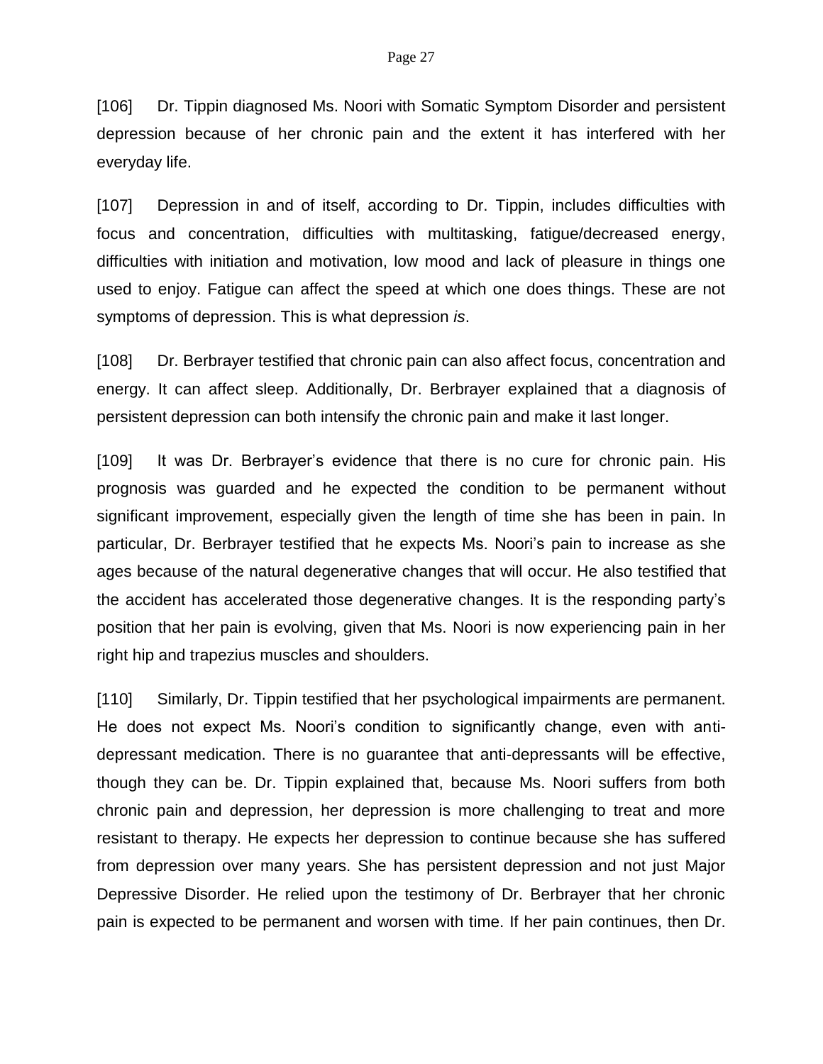[106] Dr. Tippin diagnosed Ms. Noori with Somatic Symptom Disorder and persistent depression because of her chronic pain and the extent it has interfered with her everyday life.

[107] Depression in and of itself, according to Dr. Tippin, includes difficulties with focus and concentration, difficulties with multitasking, fatigue/decreased energy, difficulties with initiation and motivation, low mood and lack of pleasure in things one used to enjoy. Fatigue can affect the speed at which one does things. These are not symptoms of depression. This is what depression *is*.

[108] Dr. Berbrayer testified that chronic pain can also affect focus, concentration and energy. It can affect sleep. Additionally, Dr. Berbrayer explained that a diagnosis of persistent depression can both intensify the chronic pain and make it last longer.

[109] It was Dr. Berbrayer's evidence that there is no cure for chronic pain. His prognosis was guarded and he expected the condition to be permanent without significant improvement, especially given the length of time she has been in pain. In particular, Dr. Berbrayer testified that he expects Ms. Noori's pain to increase as she ages because of the natural degenerative changes that will occur. He also testified that the accident has accelerated those degenerative changes. It is the responding party's position that her pain is evolving, given that Ms. Noori is now experiencing pain in her right hip and trapezius muscles and shoulders.

[110] Similarly, Dr. Tippin testified that her psychological impairments are permanent. He does not expect Ms. Noori's condition to significantly change, even with anti-depressant medication. There is no guarantee that anti-depressants will be effective, though they can be. Dr. Tippin explained that, because Ms. Noori suffers from both chronic pain and depression, her depression is more challenging to treat and more resistant to therapy. He expects her depression to continue because she has suffered from depression over many years. She has persistent depression and not just Major Depressive Disorder. He relied upon the testimony of Dr. Berbrayer that her chronic pain is expected to be permanent and worsen with time. If her pain continues, then Dr.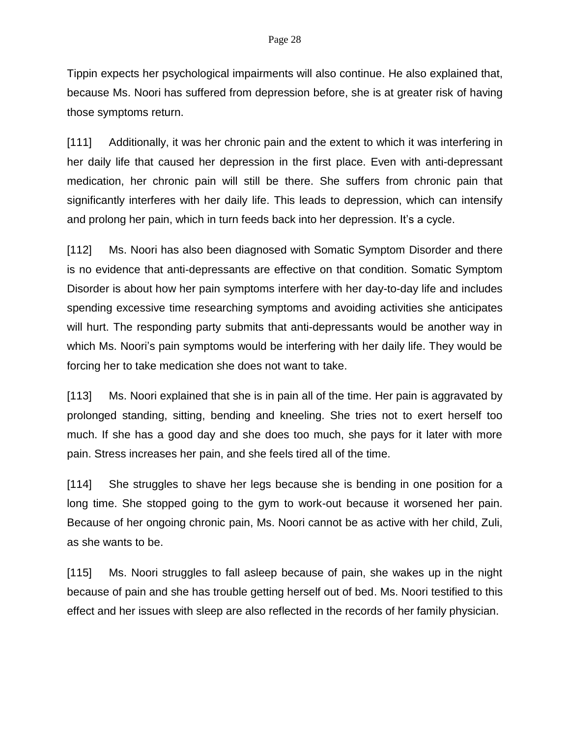Tippin expects her psychological impairments will also continue. He also explained that, because Ms. Noori has suffered from depression before, she is at greater risk of having those symptoms return.

[111] Additionally, it was her chronic pain and the extent to which it was interfering in her daily life that caused her depression in the first place. Even with anti-depressant medication, her chronic pain will still be there. She suffers from chronic pain that significantly interferes with her daily life. This leads to depression, which can intensify and prolong her pain, which in turn feeds back into her depression. It's a cycle.

[112] Ms. Noori has also been diagnosed with Somatic Symptom Disorder and there is no evidence that anti-depressants are effective on that condition. Somatic Symptom Disorder is about how her pain symptoms interfere with her day-to-day life and includes spending excessive time researching symptoms and avoiding activities she anticipates will hurt. The responding party submits that anti-depressants would be another way in which Ms. Noori's pain symptoms would be interfering with her daily life. They would be forcing her to take medication she does not want to take.

[113] Ms. Noori explained that she is in pain all of the time. Her pain is aggravated by prolonged standing, sitting, bending and kneeling. She tries not to exert herself too much. If she has a good day and she does too much, she pays for it later with more pain. Stress increases her pain, and she feels tired all of the time.

[114] She struggles to shave her legs because she is bending in one position for a long time. She stopped going to the gym to work-out because it worsened her pain. Because of her ongoing chronic pain, Ms. Noori cannot be as active with her child, Zuli, as she wants to be.

[115] Ms. Noori struggles to fall asleep because of pain, she wakes up in the night because of pain and she has trouble getting herself out of bed. Ms. Noori testified to this effect and her issues with sleep are also reflected in the records of her family physician.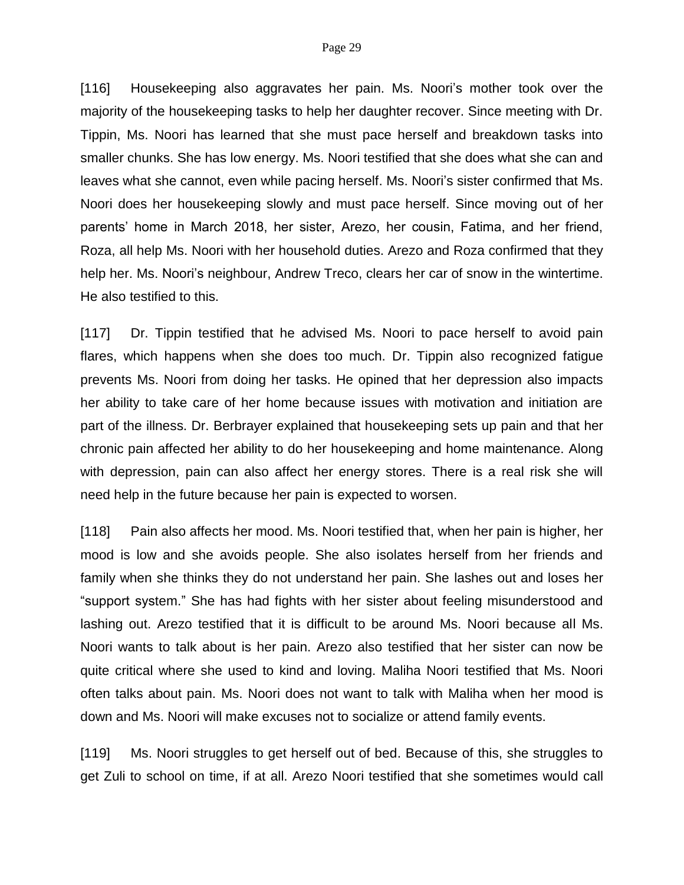[116] Housekeeping also aggravates her pain. Ms. Noori's mother took over the majority of the housekeeping tasks to help her daughter recover. Since meeting with Dr. Tippin, Ms. Noori has learned that she must pace herself and breakdown tasks into smaller chunks. She has low energy. Ms. Noori testified that she does what she can and leaves what she cannot, even while pacing herself. Ms. Noori's sister confirmed that Ms. Noori does her housekeeping slowly and must pace herself. Since moving out of her parents' home in March 2018, her sister, Arezo, her cousin, Fatima, and her friend, Roza, all help Ms. Noori with her household duties. Arezo and Roza confirmed that they help her. Ms. Noori's neighbour, Andrew Treco, clears her car of snow in the wintertime. He also testified to this.

[117] Dr. Tippin testified that he advised Ms. Noori to pace herself to avoid pain flares, which happens when she does too much. Dr. Tippin also recognized fatigue prevents Ms. Noori from doing her tasks. He opined that her depression also impacts her ability to take care of her home because issues with motivation and initiation are part of the illness. Dr. Berbrayer explained that housekeeping sets up pain and that her chronic pain affected her ability to do her housekeeping and home maintenance. Along with depression, pain can also affect her energy stores. There is a real risk she will need help in the future because her pain is expected to worsen.

[118] Pain also affects her mood. Ms. Noori testified that, when her pain is higher, her mood is low and she avoids people. She also isolates herself from her friends and family when she thinks they do not understand her pain. She lashes out and loses her "support system." She has had fights with her sister about feeling misunderstood and lashing out. Arezo testified that it is difficult to be around Ms. Noori because all Ms. Noori wants to talk about is her pain. Arezo also testified that her sister can now be quite critical where she used to kind and loving. Maliha Noori testified that Ms. Noori often talks about pain. Ms. Noori does not want to talk with Maliha when her mood is down and Ms. Noori will make excuses not to socialize or attend family events.

[119] Ms. Noori struggles to get herself out of bed. Because of this, she struggles to get Zuli to school on time, if at all. Arezo Noori testified that she sometimes would call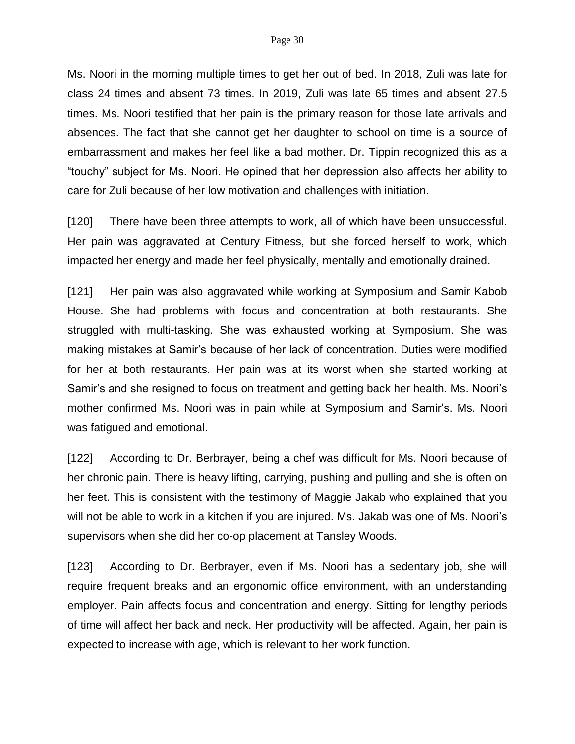Ms. Noori in the morning multiple times to get her out of bed. In 2018, Zuli was late for class 24 times and absent 73 times. In 2019, Zuli was late 65 times and absent 27.5 times. Ms. Noori testified that her pain is the primary reason for those late arrivals and absences. The fact that she cannot get her daughter to school on time is a source of embarrassment and makes her feel like a bad mother. Dr. Tippin recognized this as a "touchy" subject for Ms. Noori. He opined that her depression also affects her ability to care for Zuli because of her low motivation and challenges with initiation.

[120] There have been three attempts to work, all of which have been unsuccessful. Her pain was aggravated at Century Fitness, but she forced herself to work, which impacted her energy and made her feel physically, mentally and emotionally drained.

[121] Her pain was also aggravated while working at Symposium and Samir Kabob House. She had problems with focus and concentration at both restaurants. She struggled with multi-tasking. She was exhausted working at Symposium. She was making mistakes at Samir's because of her lack of concentration. Duties were modified for her at both restaurants. Her pain was at its worst when she started working at Samir's and she resigned to focus on treatment and getting back her health. Ms. Noori's mother confirmed Ms. Noori was in pain while at Symposium and Samir's. Ms. Noori was fatigued and emotional.

[122] According to Dr. Berbrayer, being a chef was difficult for Ms. Noori because of her chronic pain. There is heavy lifting, carrying, pushing and pulling and she is often on her feet. This is consistent with the testimony of Maggie Jakab who explained that you will not be able to work in a kitchen if you are injured. Ms. Jakab was one of Ms. Noori's supervisors when she did her co-op placement at Tansley Woods.

[123] According to Dr. Berbrayer, even if Ms. Noori has a sedentary job, she will require frequent breaks and an ergonomic office environment, with an understanding employer. Pain affects focus and concentration and energy. Sitting for lengthy periods of time will affect her back and neck. Her productivity will be affected. Again, her pain is expected to increase with age, which is relevant to her work function.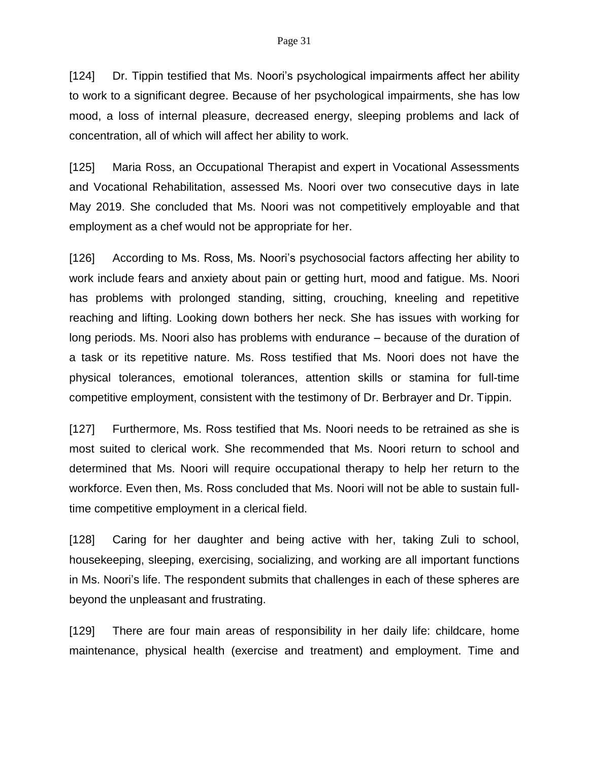[124] Dr. Tippin testified that Ms. Noori's psychological impairments affect her ability to work to a significant degree. Because of her psychological impairments, she has low mood, a loss of internal pleasure, decreased energy, sleeping problems and lack of concentration, all of which will affect her ability to work.

[125] Maria Ross, an Occupational Therapist and expert in Vocational Assessments and Vocational Rehabilitation, assessed Ms. Noori over two consecutive days in late May 2019. She concluded that Ms. Noori was not competitively employable and that employment as a chef would not be appropriate for her.

[126] According to Ms. Ross, Ms. Noori's psychosocial factors affecting her ability to work include fears and anxiety about pain or getting hurt, mood and fatigue. Ms. Noori has problems with prolonged standing, sitting, crouching, kneeling and repetitive reaching and lifting. Looking down bothers her neck. She has issues with working for long periods. Ms. Noori also has problems with endurance – because of the duration of a task or its repetitive nature. Ms. Ross testified that Ms. Noori does not have the physical tolerances, emotional tolerances, attention skills or stamina for full-time competitive employment, consistent with the testimony of Dr. Berbrayer and Dr. Tippin.

[127] Furthermore, Ms. Ross testified that Ms. Noori needs to be retrained as she is most suited to clerical work. She recommended that Ms. Noori return to school and determined that Ms. Noori will require occupational therapy to help her return to the workforce. Even then, Ms. Ross concluded that Ms. Noori will not be able to sustain full-time competitive employment in a clerical field.

[128] Caring for her daughter and being active with her, taking Zuli to school, housekeeping, sleeping, exercising, socializing, and working are all important functions in Ms. Noori's life. The respondent submits that challenges in each of these spheres are beyond the unpleasant and frustrating.

[129] There are four main areas of responsibility in her daily life: childcare, home maintenance, physical health (exercise and treatment) and employment. Time and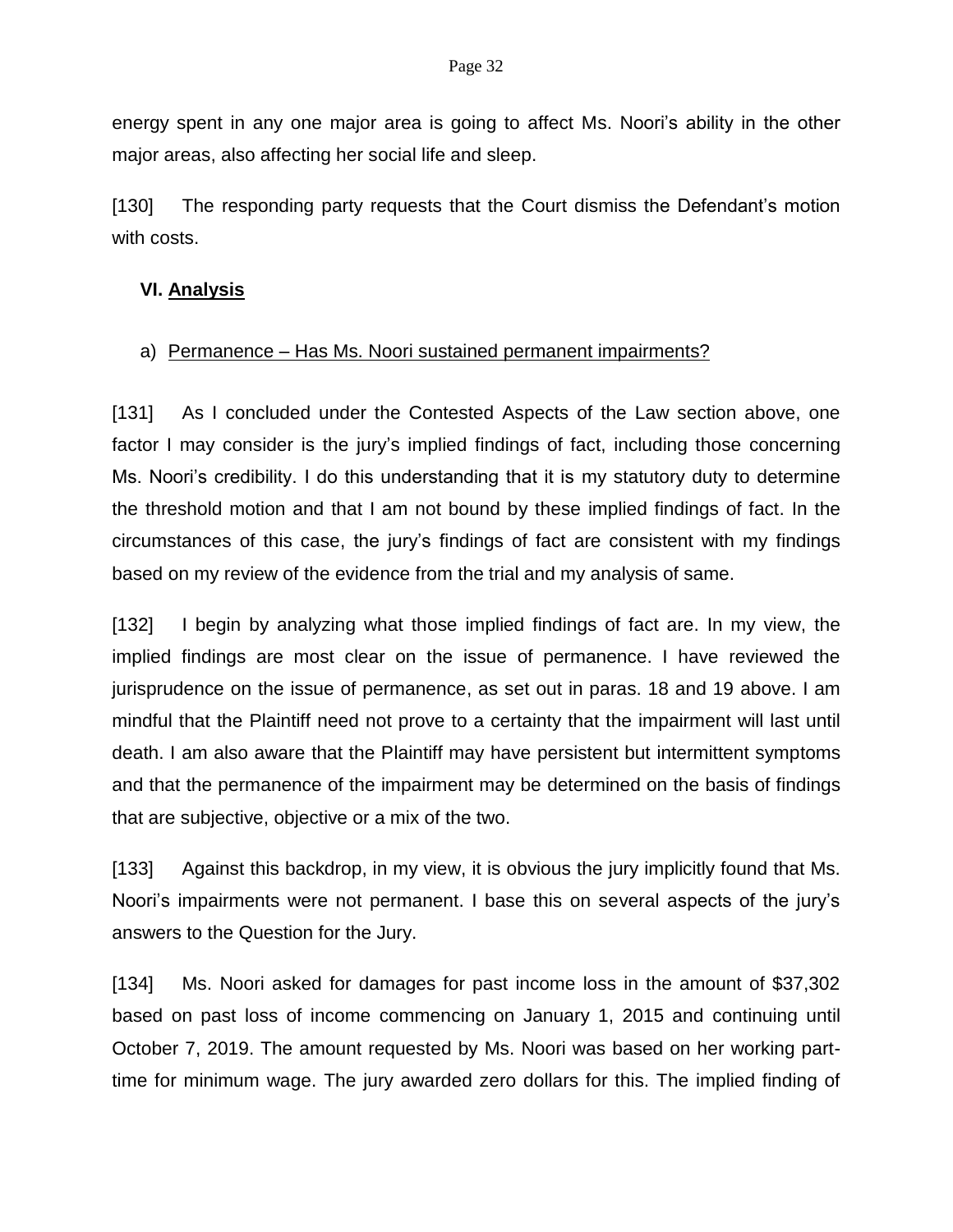energy spent in any one major area is going to affect Ms. Noori's ability in the other major areas, also affecting her social life and sleep.

[130] The responding party requests that the Court dismiss the Defendant's motion with costs.

## VI. Analysis

### a) Permanence – Has Ms. Noori sustained permanent impairments?

[131] As I concluded under the Contested Aspects of the Law section above, one factor I may consider is the jury's implied findings of fact, including those concerning Ms. Noori's credibility. I do this understanding that it is my statutory duty to determine the threshold motion and that I am not bound by these implied findings of fact. In the circumstances of this case, the jury's findings of fact are consistent with my findings based on my review of the evidence from the trial and my analysis of same.

[132] I begin by analyzing what those implied findings of fact are. In my view, the implied findings are most clear on the issue of permanence. I have reviewed the jurisprudence on the issue of permanence, as set out in paras. 18 and 19 above. I am mindful that the Plaintiff need not prove to a certainty that the impairment will last until death. I am also aware that the Plaintiff may have persistent but intermittent symptoms and that the permanence of the impairment may be determined on the basis of findings that are subjective, objective or a mix of the two.

[133] Against this backdrop, in my view, it is obvious the jury implicitly found that Ms. Noori's impairments were not permanent. I base this on several aspects of the jury's answers to the Question for the Jury.

[134] Ms. Noori asked for damages for past income loss in the amount of $37,302 based on past loss of income commencing on January 1, 2015 and continuing until October 7, 2019. The amount requested by Ms. Noori was based on her working part-time for minimum wage. The jury awarded zero dollars for this. The implied finding of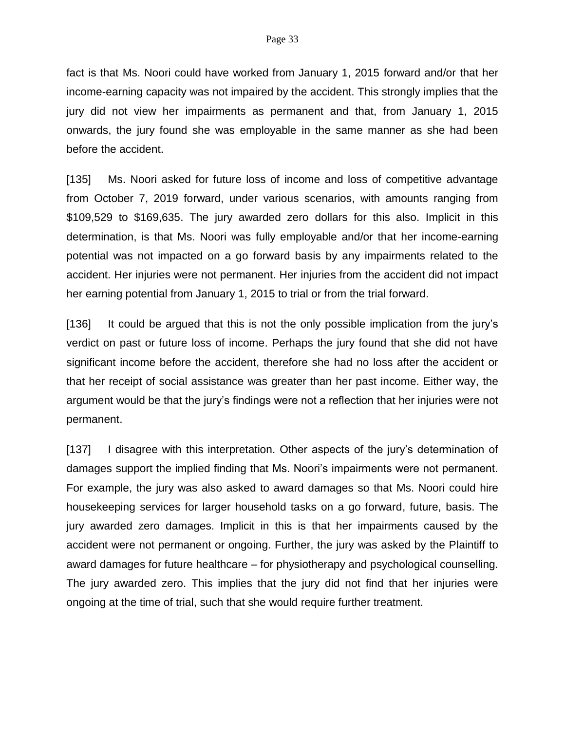fact is that Ms. Noori could have worked from January 1, 2015 forward and/or that her income-earning capacity was not impaired by the accident. This strongly implies that the jury did not view her impairments as permanent and that, from January 1, 2015 onwards, the jury found she was employable in the same manner as she had been before the accident.

[135] Ms. Noori asked for future loss of income and loss of competitive advantage from October 7, 2019 forward, under various scenarios, with amounts ranging from $109,529 to $169,635. The jury awarded zero dollars for this also. Implicit in this determination, is that Ms. Noori was fully employable and/or that her income-earning potential was not impacted on a go forward basis by any impairments related to the accident. Her injuries were not permanent. Her injuries from the accident did not impact her earning potential from January 1, 2015 to trial or from the trial forward.

[136] It could be argued that this is not the only possible implication from the jury's verdict on past or future loss of income. Perhaps the jury found that she did not have significant income before the accident, therefore she had no loss after the accident or that her receipt of social assistance was greater than her past income. Either way, the argument would be that the jury's findings were not a reflection that her injuries were not permanent.

[137] I disagree with this interpretation. Other aspects of the jury's determination of damages support the implied finding that Ms. Noori's impairments were not permanent. For example, the jury was also asked to award damages so that Ms. Noori could hire housekeeping services for larger household tasks on a go forward, future, basis. The jury awarded zero damages. Implicit in this is that her impairments caused by the accident were not permanent or ongoing. Further, the jury was asked by the Plaintiff to award damages for future healthcare – for physiotherapy and psychological counselling. The jury awarded zero. This implies that the jury did not find that her injuries were ongoing at the time of trial, such that she would require further treatment.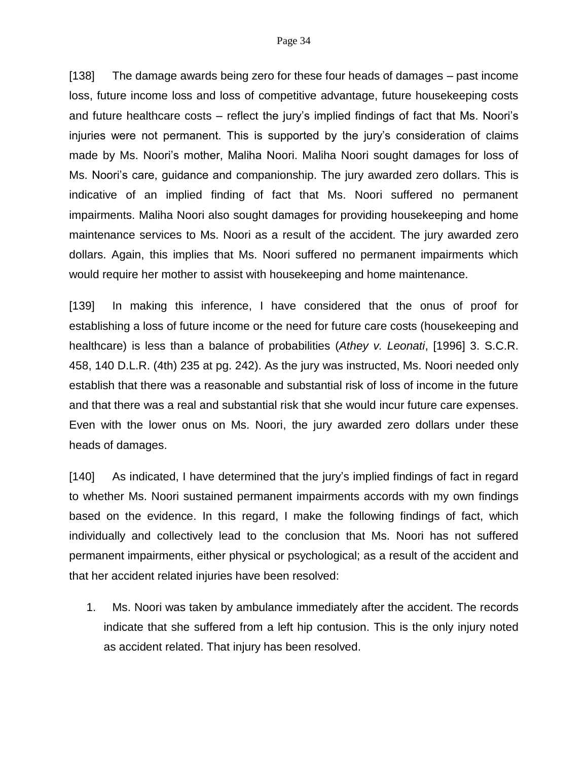[138] The damage awards being zero for these four heads of damages – past income loss, future income loss and loss of competitive advantage, future housekeeping costs and future healthcare costs – reflect the jury's implied findings of fact that Ms. Noori's injuries were not permanent. This is supported by the jury's consideration of claims made by Ms. Noori's mother, Maliha Noori. Maliha Noori sought damages for loss of Ms. Noori's care, guidance and companionship. The jury awarded zero dollars. This is indicative of an implied finding of fact that Ms. Noori suffered no permanent impairments. Maliha Noori also sought damages for providing housekeeping and home maintenance services to Ms. Noori as a result of the accident. The jury awarded zero dollars. Again, this implies that Ms. Noori suffered no permanent impairments which would require her mother to assist with housekeeping and home maintenance.

[139] In making this inference, I have considered that the onus of proof for establishing a loss of future income or the need for future care costs (housekeeping and healthcare) is less than a balance of probabilities (*Athey v. Leonati*, [1996] 3. S.C.R. 458, 140 D.L.R. (4th) 235 at pg. 242). As the jury was instructed, Ms. Noori needed only establish that there was a reasonable and substantial risk of loss of income in the future and that there was a real and substantial risk that she would incur future care expenses. Even with the lower onus on Ms. Noori, the jury awarded zero dollars under these heads of damages.

[140] As indicated, I have determined that the jury's implied findings of fact in regard to whether Ms. Noori sustained permanent impairments accords with my own findings based on the evidence. In this regard, I make the following findings of fact, which individually and collectively lead to the conclusion that Ms. Noori has not suffered permanent impairments, either physical or psychological; as a result of the accident and that her accident related injuries have been resolved:

1. Ms. Noori was taken by ambulance immediately after the accident. The records indicate that she suffered from a left hip contusion. This is the only injury noted as accident related. That injury has been resolved.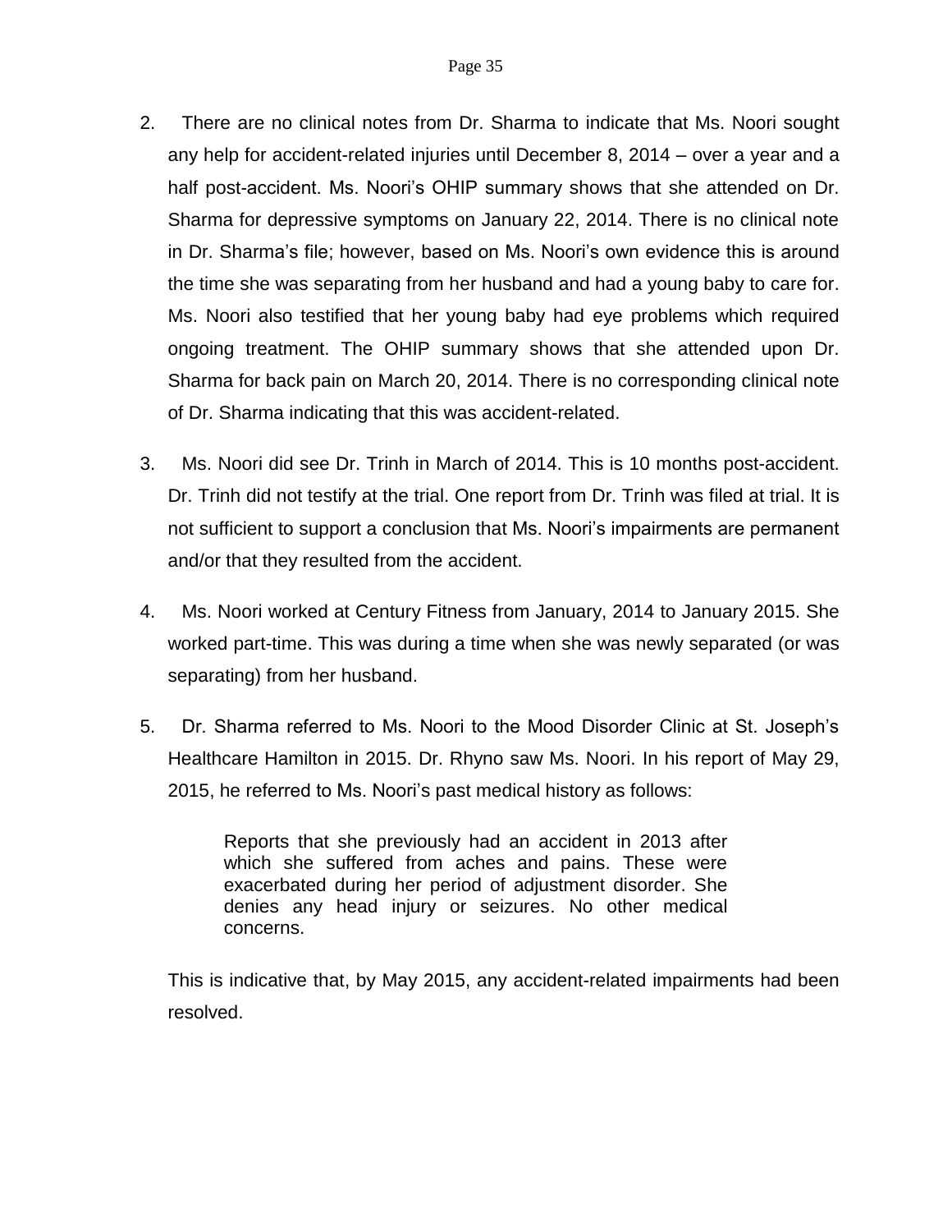2. There are no clinical notes from Dr. Sharma to indicate that Ms. Noori sought any help for accident-related injuries until December 8, 2014 – over a year and a half post-accident. Ms. Noori's OHIP summary shows that she attended on Dr. Sharma for depressive symptoms on January 22, 2014. There is no clinical note in Dr. Sharma's file; however, based on Ms. Noori's own evidence this is around the time she was separating from her husband and had a young baby to care for. Ms. Noori also testified that her young baby had eye problems which required ongoing treatment. The OHIP summary shows that she attended upon Dr. Sharma for back pain on March 20, 2014. There is no corresponding clinical note of Dr. Sharma indicating that this was accident-related.

3. Ms. Noori did see Dr. Trinh in March of 2014. This is 10 months post-accident. Dr. Trinh did not testify at the trial. One report from Dr. Trinh was filed at trial. It is not sufficient to support a conclusion that Ms. Noori's impairments are permanent and/or that they resulted from the accident.

4. Ms. Noori worked at Century Fitness from January, 2014 to January 2015. She worked part-time. This was during a time when she was newly separated (or was separating) from her husband.

5. Dr. Sharma referred to Ms. Noori to the Mood Disorder Clinic at St. Joseph's Healthcare Hamilton in 2015. Dr. Rhyno saw Ms. Noori. In his report of May 29, 2015, he referred to Ms. Noori's past medical history as follows:

> Reports that she previously had an accident in 2013 after which she suffered from aches and pains. These were exacerbated during her period of adjustment disorder. She denies any head injury or seizures. No other medical concerns.

This is indicative that, by May 2015, any accident-related impairments had been resolved.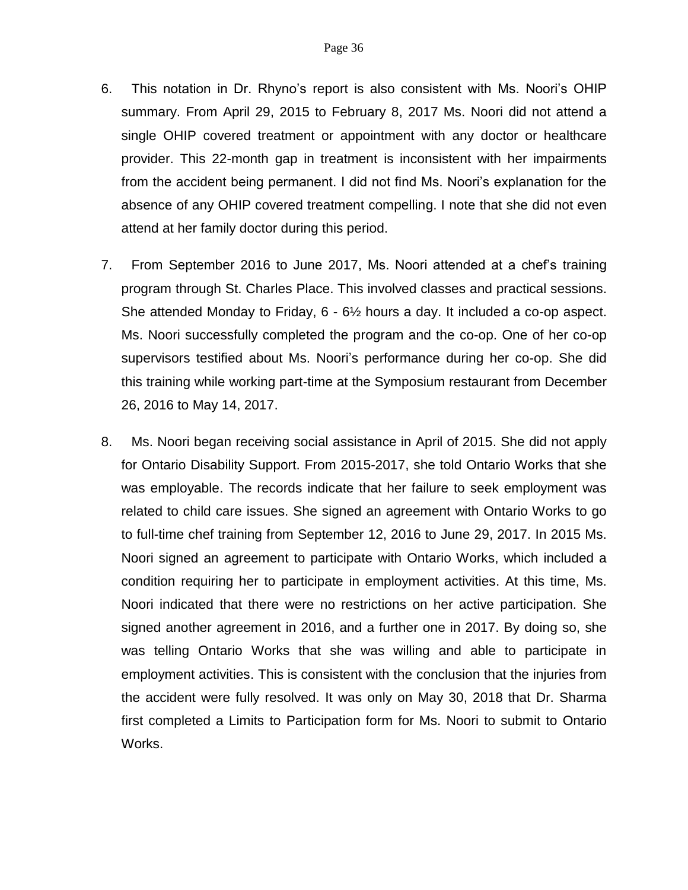6. This notation in Dr. Rhyno's report is also consistent with Ms. Noori's OHIP summary. From April 29, 2015 to February 8, 2017 Ms. Noori did not attend a single OHIP covered treatment or appointment with any doctor or healthcare provider. This 22-month gap in treatment is inconsistent with her impairments from the accident being permanent. I did not find Ms. Noori's explanation for the absence of any OHIP covered treatment compelling. I note that she did not even attend at her family doctor during this period.

7. From September 2016 to June 2017, Ms. Noori attended at a chef's training program through St. Charles Place. This involved classes and practical sessions. She attended Monday to Friday, 6 - 6½ hours a day. It included a co-op aspect. Ms. Noori successfully completed the program and the co-op. One of her co-op supervisors testified about Ms. Noori's performance during her co-op. She did this training while working part-time at the Symposium restaurant from December 26, 2016 to May 14, 2017.

8. Ms. Noori began receiving social assistance in April of 2015. She did not apply for Ontario Disability Support. From 2015-2017, she told Ontario Works that she was employable. The records indicate that her failure to seek employment was related to child care issues. She signed an agreement with Ontario Works to go to full-time chef training from September 12, 2016 to June 29, 2017. In 2015 Ms. Noori signed an agreement to participate with Ontario Works, which included a condition requiring her to participate in employment activities. At this time, Ms. Noori indicated that there were no restrictions on her active participation. She signed another agreement in 2016, and a further one in 2017. By doing so, she was telling Ontario Works that she was willing and able to participate in employment activities. This is consistent with the conclusion that the injuries from the accident were fully resolved. It was only on May 30, 2018 that Dr. Sharma first completed a Limits to Participation form for Ms. Noori to submit to Ontario Works.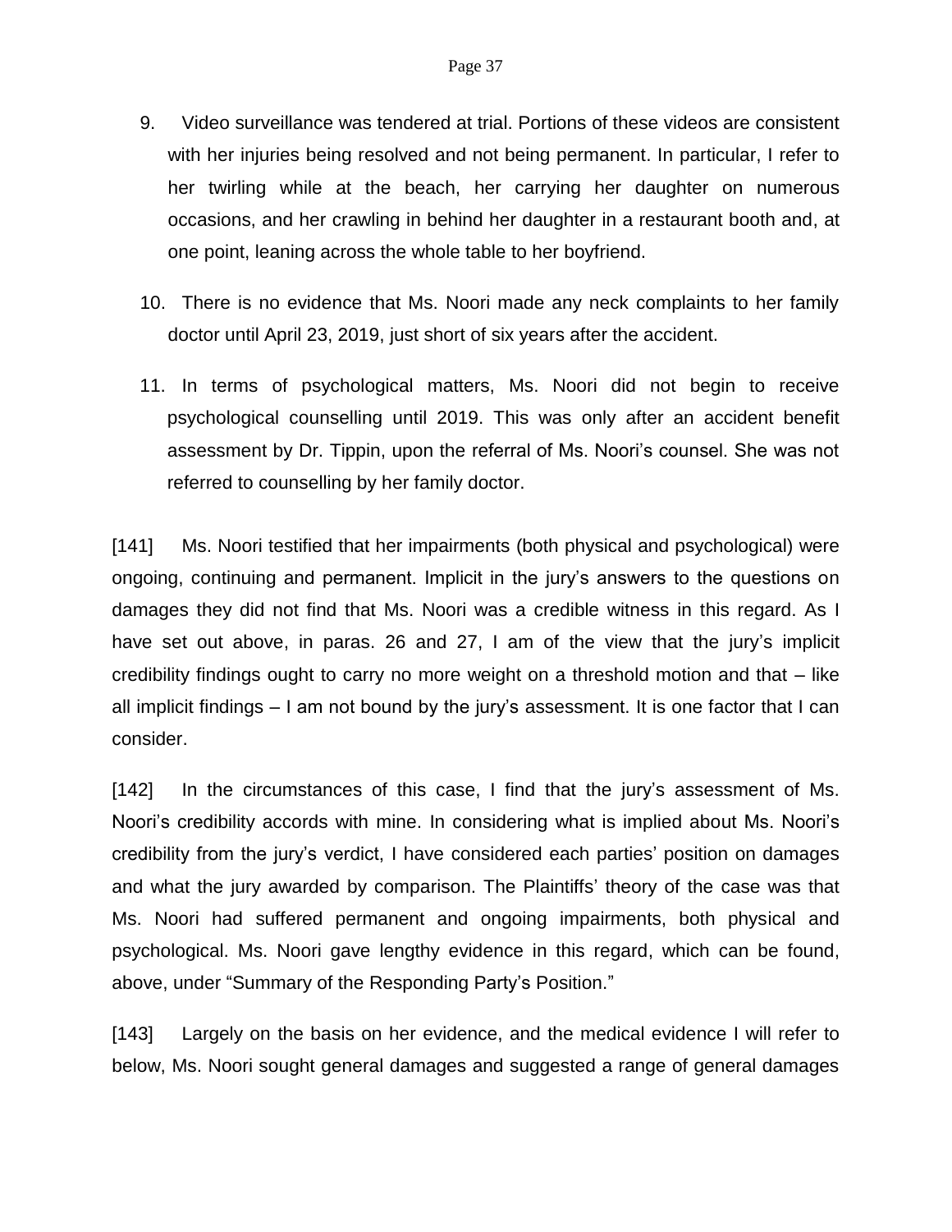9. Video surveillance was tendered at trial. Portions of these videos are consistent with her injuries being resolved and not being permanent. In particular, I refer to her twirling while at the beach, her carrying her daughter on numerous occasions, and her crawling in behind her daughter in a restaurant booth and, at one point, leaning across the whole table to her boyfriend.

10. There is no evidence that Ms. Noori made any neck complaints to her family doctor until April 23, 2019, just short of six years after the accident.

11. In terms of psychological matters, Ms. Noori did not begin to receive psychological counselling until 2019. This was only after an accident benefit assessment by Dr. Tippin, upon the referral of Ms. Noori's counsel. She was not referred to counselling by her family doctor.

[141] Ms. Noori testified that her impairments (both physical and psychological) were ongoing, continuing and permanent. Implicit in the jury's answers to the questions on damages they did not find that Ms. Noori was a credible witness in this regard. As I have set out above, in paras. 26 and 27, I am of the view that the jury's implicit credibility findings ought to carry no more weight on a threshold motion and that – like all implicit findings – I am not bound by the jury's assessment. It is one factor that I can consider.

[142] In the circumstances of this case, I find that the jury's assessment of Ms. Noori's credibility accords with mine. In considering what is implied about Ms. Noori's credibility from the jury's verdict, I have considered each parties' position on damages and what the jury awarded by comparison. The Plaintiffs' theory of the case was that Ms. Noori had suffered permanent and ongoing impairments, both physical and psychological. Ms. Noori gave lengthy evidence in this regard, which can be found, above, under "Summary of the Responding Party's Position."

[143] Largely on the basis on her evidence, and the medical evidence I will refer to below, Ms. Noori sought general damages and suggested a range of general damages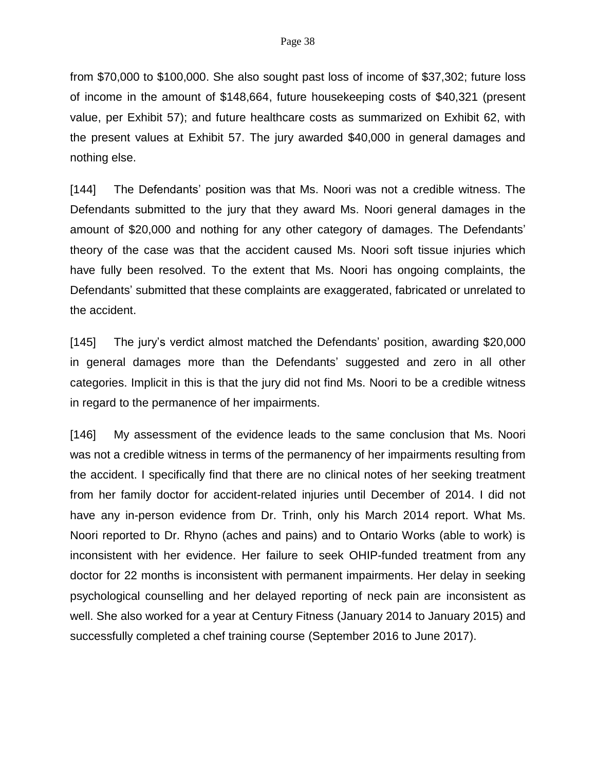from $70,000 to $100,000. She also sought past loss of income of $37,302; future loss of income in the amount of $148,664, future housekeeping costs of $40,321 (present value, per Exhibit 57); and future healthcare costs as summarized on Exhibit 62, with the present values at Exhibit 57. The jury awarded $40,000 in general damages and nothing else.

[144] The Defendants' position was that Ms. Noori was not a credible witness. The Defendants submitted to the jury that they award Ms. Noori general damages in the amount of $20,000 and nothing for any other category of damages. The Defendants' theory of the case was that the accident caused Ms. Noori soft tissue injuries which have fully been resolved. To the extent that Ms. Noori has ongoing complaints, the Defendants' submitted that these complaints are exaggerated, fabricated or unrelated to the accident.

[145] The jury's verdict almost matched the Defendants' position, awarding $20,000 in general damages more than the Defendants' suggested and zero in all other categories. Implicit in this is that the jury did not find Ms. Noori to be a credible witness in regard to the permanence of her impairments.

[146] My assessment of the evidence leads to the same conclusion that Ms. Noori was not a credible witness in terms of the permanency of her impairments resulting from the accident. I specifically find that there are no clinical notes of her seeking treatment from her family doctor for accident-related injuries until December of 2014. I did not have any in-person evidence from Dr. Trinh, only his March 2014 report. What Ms. Noori reported to Dr. Rhyno (aches and pains) and to Ontario Works (able to work) is inconsistent with her evidence. Her failure to seek OHIP-funded treatment from any doctor for 22 months is inconsistent with permanent impairments. Her delay in seeking psychological counselling and her delayed reporting of neck pain are inconsistent as well. She also worked for a year at Century Fitness (January 2014 to January 2015) and successfully completed a chef training course (September 2016 to June 2017).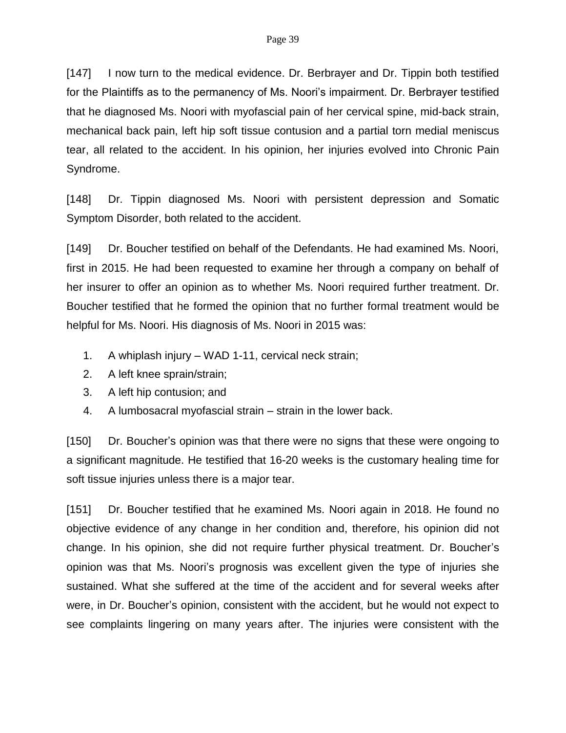[147] I now turn to the medical evidence. Dr. Berbrayer and Dr. Tippin both testified for the Plaintiffs as to the permanency of Ms. Noori's impairment. Dr. Berbrayer testified that he diagnosed Ms. Noori with myofascial pain of her cervical spine, mid-back strain, mechanical back pain, left hip soft tissue contusion and a partial torn medial meniscus tear, all related to the accident. In his opinion, her injuries evolved into Chronic Pain Syndrome.

[148] Dr. Tippin diagnosed Ms. Noori with persistent depression and Somatic Symptom Disorder, both related to the accident.

[149] Dr. Boucher testified on behalf of the Defendants. He had examined Ms. Noori, first in 2015. He had been requested to examine her through a company on behalf of her insurer to offer an opinion as to whether Ms. Noori required further treatment. Dr. Boucher testified that he formed the opinion that no further formal treatment would be helpful for Ms. Noori. His diagnosis of Ms. Noori in 2015 was:

1. A whiplash injury – WAD 1-11, cervical neck strain;
2. A left knee sprain/strain;
3. A left hip contusion; and
4. A lumbosacral myofascial strain – strain in the lower back.

[150] Dr. Boucher's opinion was that there were no signs that these were ongoing to a significant magnitude. He testified that 16-20 weeks is the customary healing time for soft tissue injuries unless there is a major tear.

[151] Dr. Boucher testified that he examined Ms. Noori again in 2018. He found no objective evidence of any change in her condition and, therefore, his opinion did not change. In his opinion, she did not require further physical treatment. Dr. Boucher's opinion was that Ms. Noori's prognosis was excellent given the type of injuries she sustained. What she suffered at the time of the accident and for several weeks after were, in Dr. Boucher's opinion, consistent with the accident, but he would not expect to see complaints lingering on many years after. The injuries were consistent with the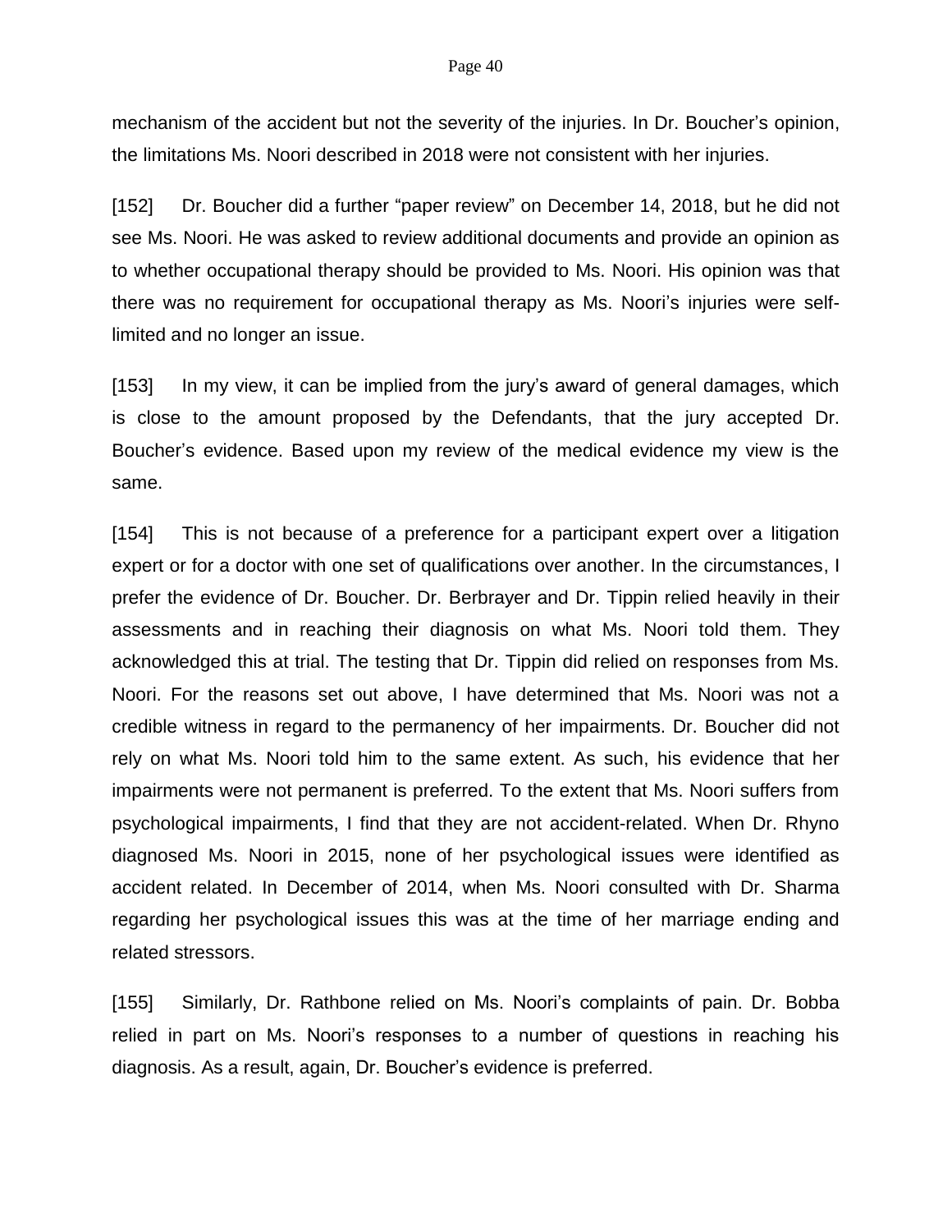mechanism of the accident but not the severity of the injuries. In Dr. Boucher's opinion, the limitations Ms. Noori described in 2018 were not consistent with her injuries.

[152] Dr. Boucher did a further "paper review" on December 14, 2018, but he did not see Ms. Noori. He was asked to review additional documents and provide an opinion as to whether occupational therapy should be provided to Ms. Noori. His opinion was that there was no requirement for occupational therapy as Ms. Noori's injuries were self-limited and no longer an issue.

[153] In my view, it can be implied from the jury's award of general damages, which is close to the amount proposed by the Defendants, that the jury accepted Dr. Boucher's evidence. Based upon my review of the medical evidence my view is the same.

[154] This is not because of a preference for a participant expert over a litigation expert or for a doctor with one set of qualifications over another. In the circumstances, I prefer the evidence of Dr. Boucher. Dr. Berbrayer and Dr. Tippin relied heavily in their assessments and in reaching their diagnosis on what Ms. Noori told them. They acknowledged this at trial. The testing that Dr. Tippin did relied on responses from Ms. Noori. For the reasons set out above, I have determined that Ms. Noori was not a credible witness in regard to the permanency of her impairments. Dr. Boucher did not rely on what Ms. Noori told him to the same extent. As such, his evidence that her impairments were not permanent is preferred. To the extent that Ms. Noori suffers from psychological impairments, I find that they are not accident-related. When Dr. Rhyno diagnosed Ms. Noori in 2015, none of her psychological issues were identified as accident related. In December of 2014, when Ms. Noori consulted with Dr. Sharma regarding her psychological issues this was at the time of her marriage ending and related stressors.

[155] Similarly, Dr. Rathbone relied on Ms. Noori's complaints of pain. Dr. Bobba relied in part on Ms. Noori's responses to a number of questions in reaching his diagnosis. As a result, again, Dr. Boucher's evidence is preferred.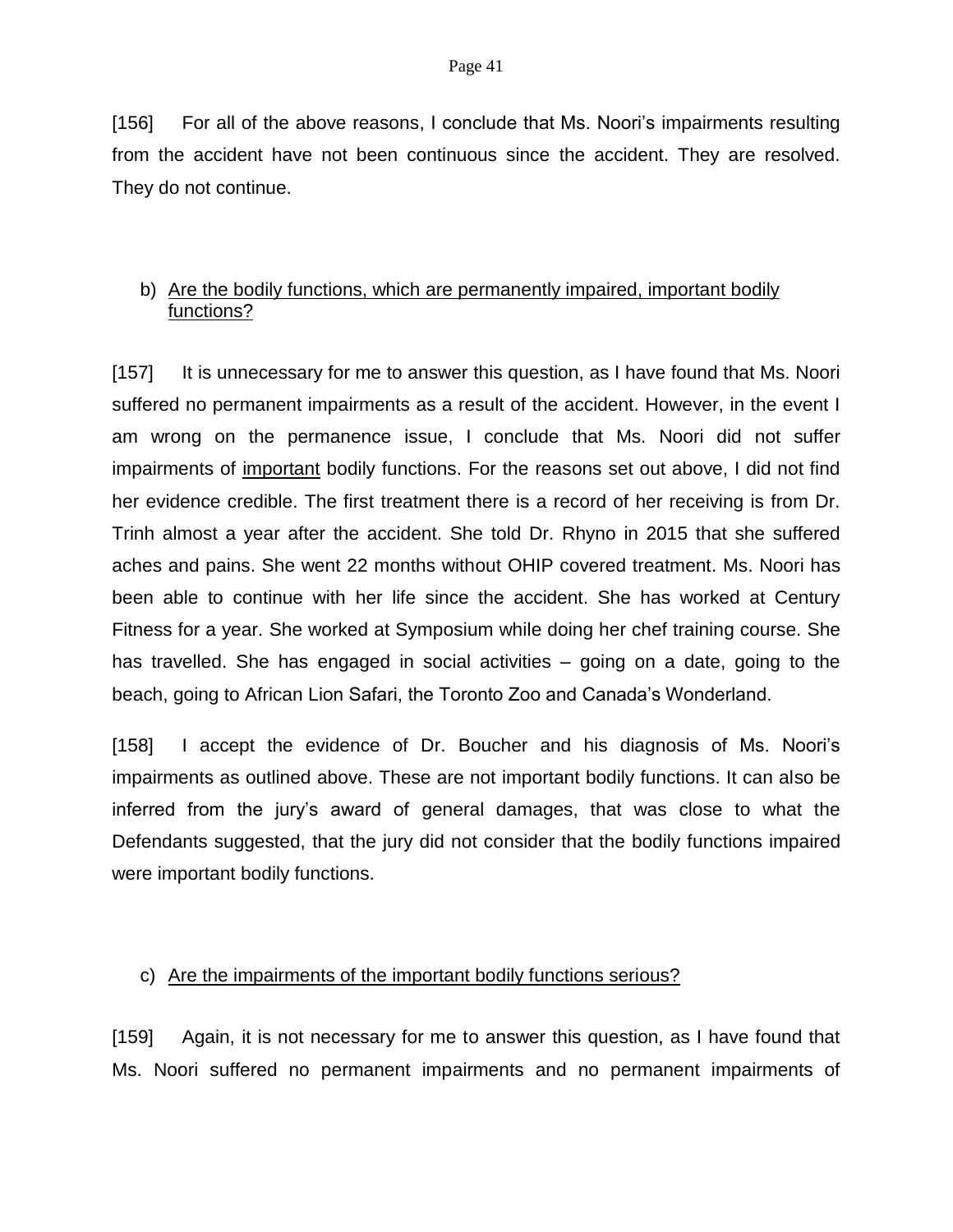[156] For all of the above reasons, I conclude that Ms. Noori's impairments resulting from the accident have not been continuous since the accident. They are resolved. They do not continue.

b) <u>Are the bodily functions, which are permanently impaired, important bodily functions?</u>

[157] It is unnecessary for me to answer this question, as I have found that Ms. Noori suffered no permanent impairments as a result of the accident. However, in the event I am wrong on the permanence issue, I conclude that Ms. Noori did not suffer impairments of <u>important</u> bodily functions. For the reasons set out above, I did not find her evidence credible. The first treatment there is a record of her receiving is from Dr. Trinh almost a year after the accident. She told Dr. Rhyno in 2015 that she suffered aches and pains. She went 22 months without OHIP covered treatment. Ms. Noori has been able to continue with her life since the accident. She has worked at Century Fitness for a year. She worked at Symposium while doing her chef training course. She has travelled. She has engaged in social activities – going on a date, going to the beach, going to African Lion Safari, the Toronto Zoo and Canada's Wonderland.

[158] I accept the evidence of Dr. Boucher and his diagnosis of Ms. Noori's impairments as outlined above. These are not important bodily functions. It can also be inferred from the jury's award of general damages, that was close to what the Defendants suggested, that the jury did not consider that the bodily functions impaired were important bodily functions.

c) <u>Are the impairments of the important bodily functions serious?</u>

[159] Again, it is not necessary for me to answer this question, as I have found that Ms. Noori suffered no permanent impairments and no permanent impairments of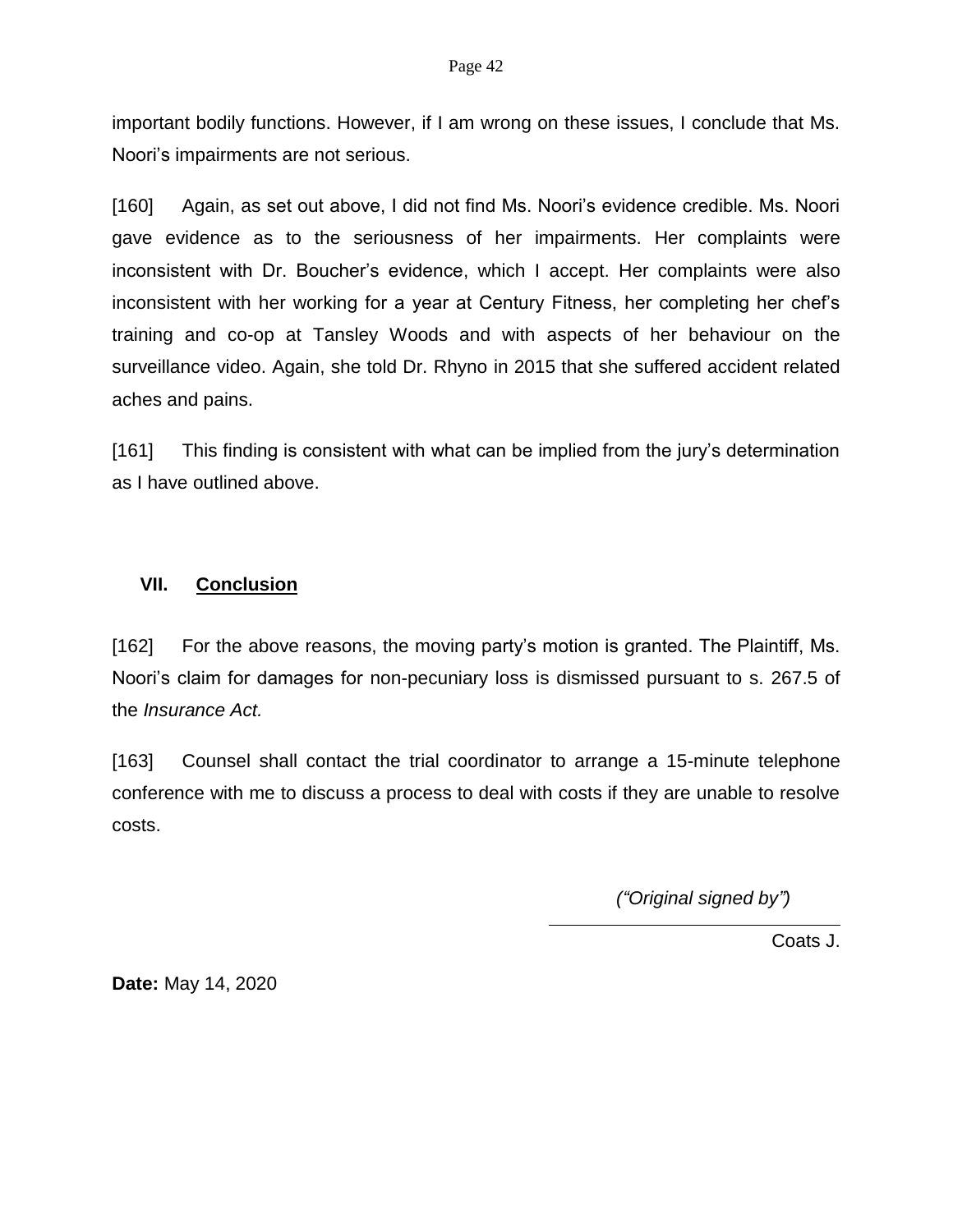important bodily functions. However, if I am wrong on these issues, I conclude that Ms. Noori's impairments are not serious.

[160] Again, as set out above, I did not find Ms. Noori's evidence credible. Ms. Noori gave evidence as to the seriousness of her impairments. Her complaints were inconsistent with Dr. Boucher's evidence, which I accept. Her complaints were also inconsistent with her working for a year at Century Fitness, her completing her chef's training and co-op at Tansley Woods and with aspects of her behaviour on the surveillance video. Again, she told Dr. Rhyno in 2015 that she suffered accident related aches and pains.

[161] This finding is consistent with what can be implied from the jury's determination as I have outlined above.

## VII. Conclusion

[162] For the above reasons, the moving party's motion is granted. The Plaintiff, Ms. Noori's claim for damages for non-pecuniary loss is dismissed pursuant to s. 267.5 of the *Insurance Act.*

[163] Counsel shall contact the trial coordinator to arrange a 15-minute telephone conference with me to discuss a process to deal with costs if they are unable to resolve costs.

*("Original signed by")*

Coats J.

**Date:** May 14, 2020